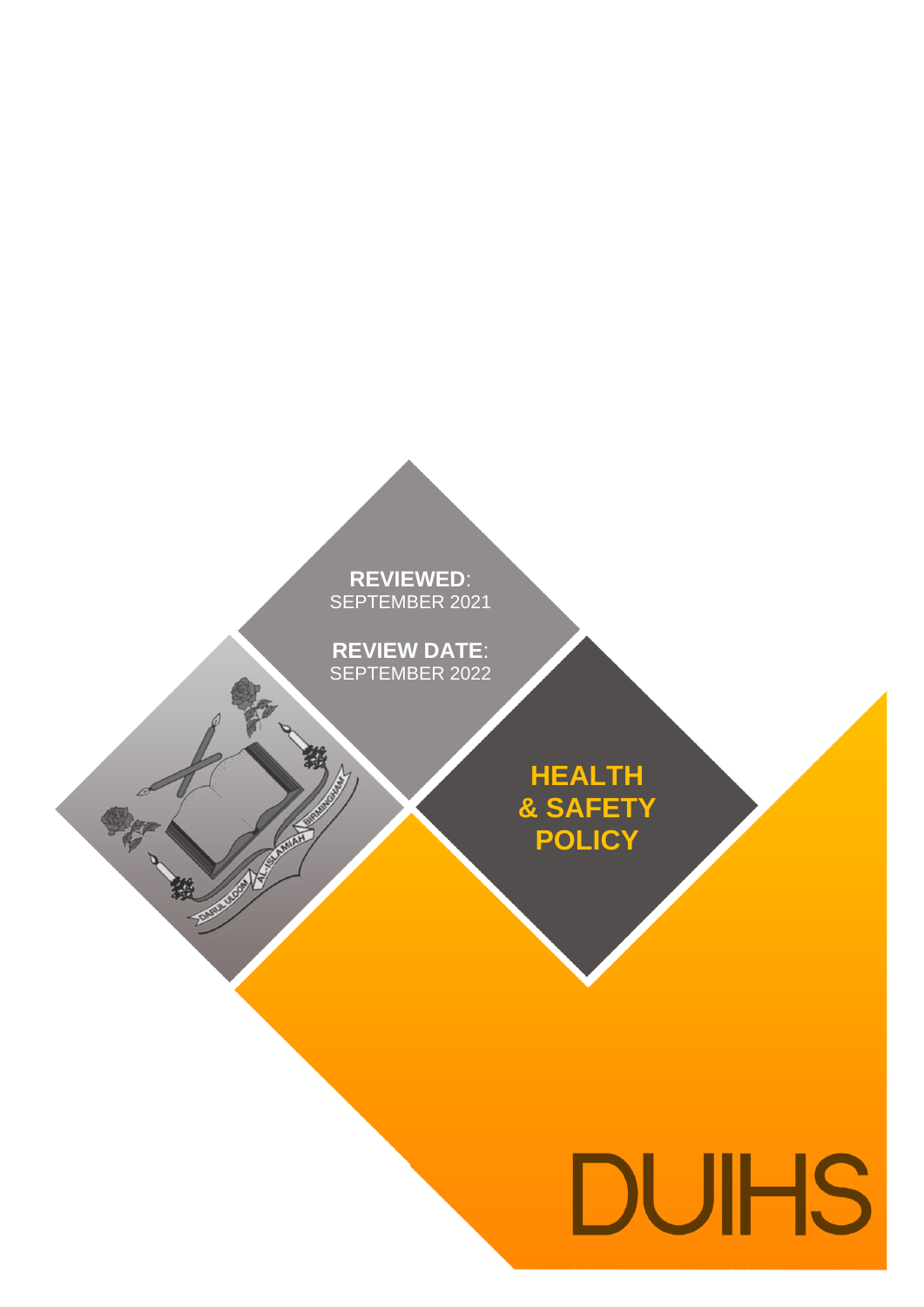**REVIEWED**: SEPTEMBER 2021

**REVIEW DATE**: SEPTEMBER 2022

# HEALTH & SAFETY POLICY

DUIHS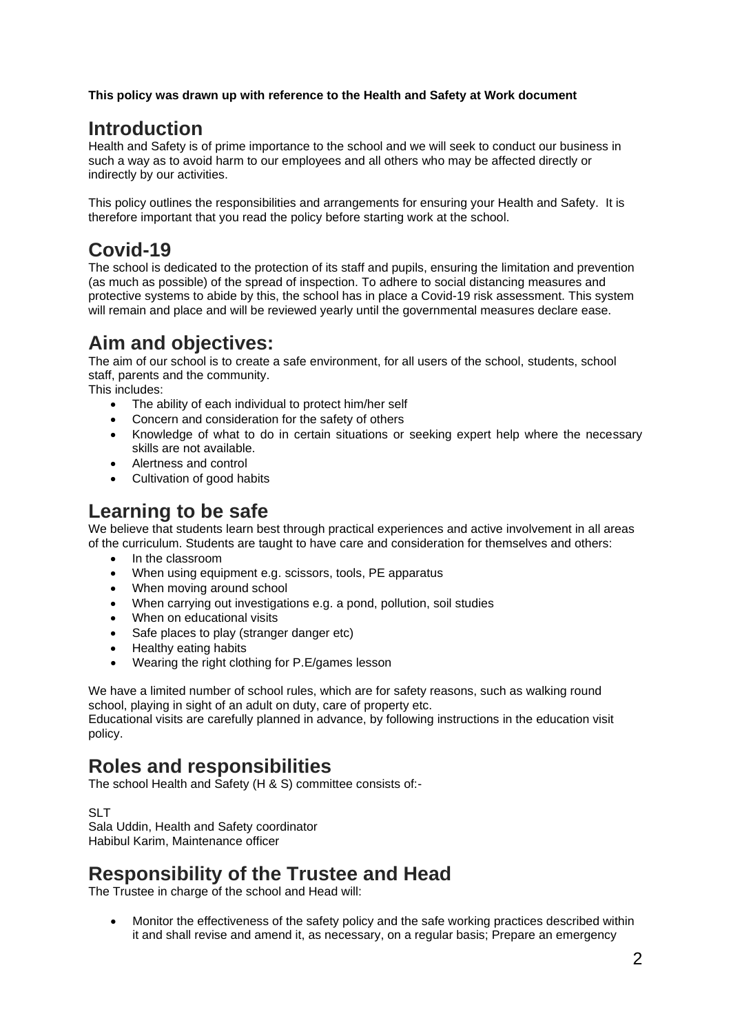**This policy was drawn up with reference to the Health and Safety at Work document**

## Introduction

Health and Safety is of prime importance to the school and we will seek to conduct our business in such a way as to avoid harm to our employees and all others who may be affected directly or indirectly by our activities.

This policy outlines the responsibilities and arrangements for ensuring your Health and Safety. It is therefore important that you read the policy before starting work at the school.

## Covid-19

The school is dedicated to the protection of its staff and pupils, ensuring the limitation and prevention (as much as possible) of the spread of inspection. To adhere to social distancing measures and protective systems to abide by this, the school has in place a Covid-19 risk assessment. This system will remain and place and will be reviewed yearly until the governmental measures declare ease.

## Aim and objectives:

The aim of our school is to create a safe environment, for all users of the school, students, school staff, parents and the community.

This includes:

- The ability of each individual to protect him/her self
- Concern and consideration for the safety of others
- Knowledge of what to do in certain situations or seeking expert help where the necessary skills are not available.
- Alertness and control
- Cultivation of good habits

## Learning to be safe

We believe that students learn best through practical experiences and active involvement in all areas of the curriculum. Students are taught to have care and consideration for themselves and others:

- In the classroom
- When using equipment e.g. scissors, tools, PE apparatus
- When moving around school
- When carrying out investigations e.g. a pond, pollution, soil studies
- When on educational visits
- Safe places to play (stranger danger etc)
- Healthy eating habits
- Wearing the right clothing for P.E/games lesson

We have a limited number of school rules, which are for safety reasons, such as walking round school, playing in sight of an adult on duty, care of property etc.

Educational visits are carefully planned in advance, by following instructions in the education visit policy.

## Roles and responsibilities

The school Health and Safety (H & S) committee consists of:-

SLT
Sala Uddin, Health and Safety coordinator
Habibul Karim, Maintenance officer

## Responsibility of the Trustee and Head

The Trustee in charge of the school and Head will:

- Monitor the effectiveness of the safety policy and the safe working practices described within it and shall revise and amend it, as necessary, on a regular basis; Prepare an emergency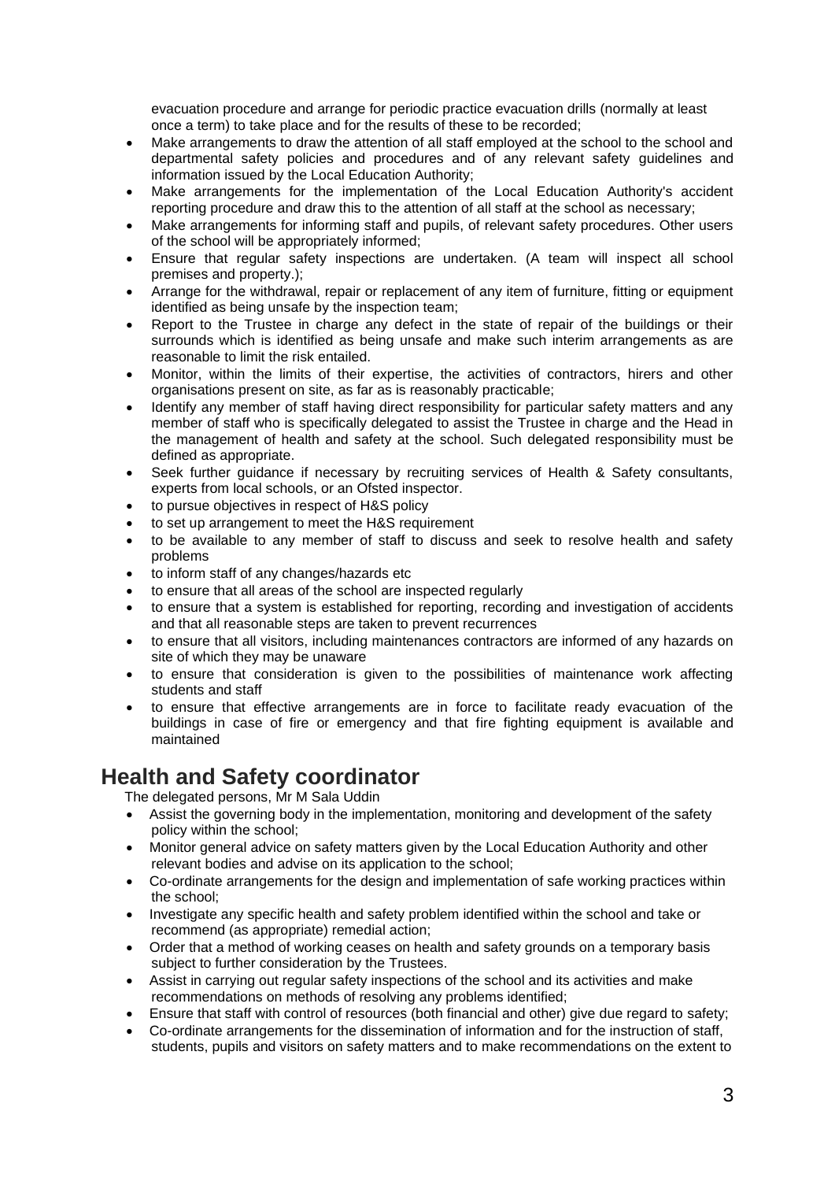evacuation procedure and arrange for periodic practice evacuation drills (normally at least once a term) to take place and for the results of these to be recorded;

- Make arrangements to draw the attention of all staff employed at the school to the school and departmental safety policies and procedures and of any relevant safety guidelines and information issued by the Local Education Authority;
- Make arrangements for the implementation of the Local Education Authority's accident reporting procedure and draw this to the attention of all staff at the school as necessary;
- Make arrangements for informing staff and pupils, of relevant safety procedures. Other users of the school will be appropriately informed;
- Ensure that regular safety inspections are undertaken. (A team will inspect all school premises and property.);
- Arrange for the withdrawal, repair or replacement of any item of furniture, fitting or equipment identified as being unsafe by the inspection team;
- Report to the Trustee in charge any defect in the state of repair of the buildings or their surrounds which is identified as being unsafe and make such interim arrangements as are reasonable to limit the risk entailed.
- Monitor, within the limits of their expertise, the activities of contractors, hirers and other organisations present on site, as far as is reasonably practicable;
- Identify any member of staff having direct responsibility for particular safety matters and any member of staff who is specifically delegated to assist the Trustee in charge and the Head in the management of health and safety at the school. Such delegated responsibility must be defined as appropriate.
- Seek further guidance if necessary by recruiting services of Health & Safety consultants, experts from local schools, or an Ofsted inspector.
- to pursue objectives in respect of H&S policy
- to set up arrangement to meet the H&S requirement
- to be available to any member of staff to discuss and seek to resolve health and safety problems
- to inform staff of any changes/hazards etc
- to ensure that all areas of the school are inspected regularly
- to ensure that a system is established for reporting, recording and investigation of accidents and that all reasonable steps are taken to prevent recurrences
- to ensure that all visitors, including maintenances contractors are informed of any hazards on site of which they may be unaware
- to ensure that consideration is given to the possibilities of maintenance work affecting students and staff
- to ensure that effective arrangements are in force to facilitate ready evacuation of the buildings in case of fire or emergency and that fire fighting equipment is available and maintained

## Health and Safety coordinator

The delegated persons, Mr M Sala Uddin

- Assist the governing body in the implementation, monitoring and development of the safety policy within the school;
- Monitor general advice on safety matters given by the Local Education Authority and other relevant bodies and advise on its application to the school;
- Co-ordinate arrangements for the design and implementation of safe working practices within the school;
- Investigate any specific health and safety problem identified within the school and take or recommend (as appropriate) remedial action;
- Order that a method of working ceases on health and safety grounds on a temporary basis subject to further consideration by the Trustees.
- Assist in carrying out regular safety inspections of the school and its activities and make recommendations on methods of resolving any problems identified;
- Ensure that staff with control of resources (both financial and other) give due regard to safety;
- Co-ordinate arrangements for the dissemination of information and for the instruction of staff, students, pupils and visitors on safety matters and to make recommendations on the extent to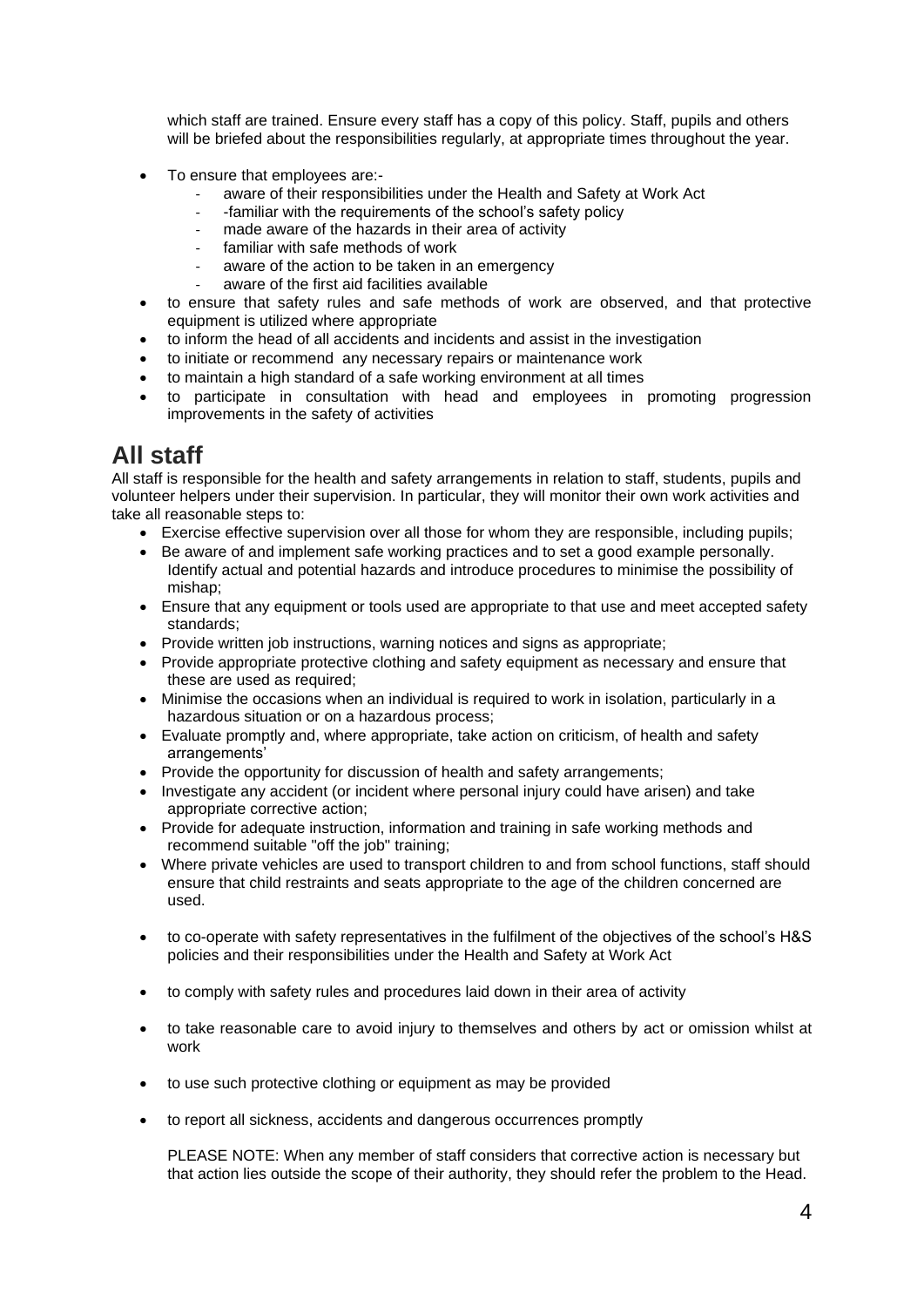which staff are trained. Ensure every staff has a copy of this policy. Staff, pupils and others will be briefed about the responsibilities regularly, at appropriate times throughout the year.

- To ensure that employees are:-
    - aware of their responsibilities under the Health and Safety at Work Act
    - -familiar with the requirements of the school's safety policy
    - made aware of the hazards in their area of activity
    - familiar with safe methods of work
    - aware of the action to be taken in an emergency
    - aware of the first aid facilities available
- to ensure that safety rules and safe methods of work are observed, and that protective equipment is utilized where appropriate
- to inform the head of all accidents and incidents and assist in the investigation
- to initiate or recommend any necessary repairs or maintenance work
- to maintain a high standard of a safe working environment at all times
- to participate in consultation with head and employees in promoting progression improvements in the safety of activities

## All staff

All staff is responsible for the health and safety arrangements in relation to staff, students, pupils and volunteer helpers under their supervision. In particular, they will monitor their own work activities and take all reasonable steps to:

- Exercise effective supervision over all those for whom they are responsible, including pupils;
- Be aware of and implement safe working practices and to set a good example personally. Identify actual and potential hazards and introduce procedures to minimise the possibility of mishap;
- Ensure that any equipment or tools used are appropriate to that use and meet accepted safety standards;
- Provide written job instructions, warning notices and signs as appropriate;
- Provide appropriate protective clothing and safety equipment as necessary and ensure that these are used as required;
- Minimise the occasions when an individual is required to work in isolation, particularly in a hazardous situation or on a hazardous process;
- Evaluate promptly and, where appropriate, take action on criticism, of health and safety arrangements'
- Provide the opportunity for discussion of health and safety arrangements;
- Investigate any accident (or incident where personal injury could have arisen) and take appropriate corrective action;
- Provide for adequate instruction, information and training in safe working methods and recommend suitable "off the job" training;
- Where private vehicles are used to transport children to and from school functions, staff should ensure that child restraints and seats appropriate to the age of the children concerned are used.
- to co-operate with safety representatives in the fulfilment of the objectives of the school's H&S policies and their responsibilities under the Health and Safety at Work Act
- to comply with safety rules and procedures laid down in their area of activity
- to take reasonable care to avoid injury to themselves and others by act or omission whilst at work
- to use such protective clothing or equipment as may be provided
- to report all sickness, accidents and dangerous occurrences promptly

PLEASE NOTE: When any member of staff considers that corrective action is necessary but that action lies outside the scope of their authority, they should refer the problem to the Head.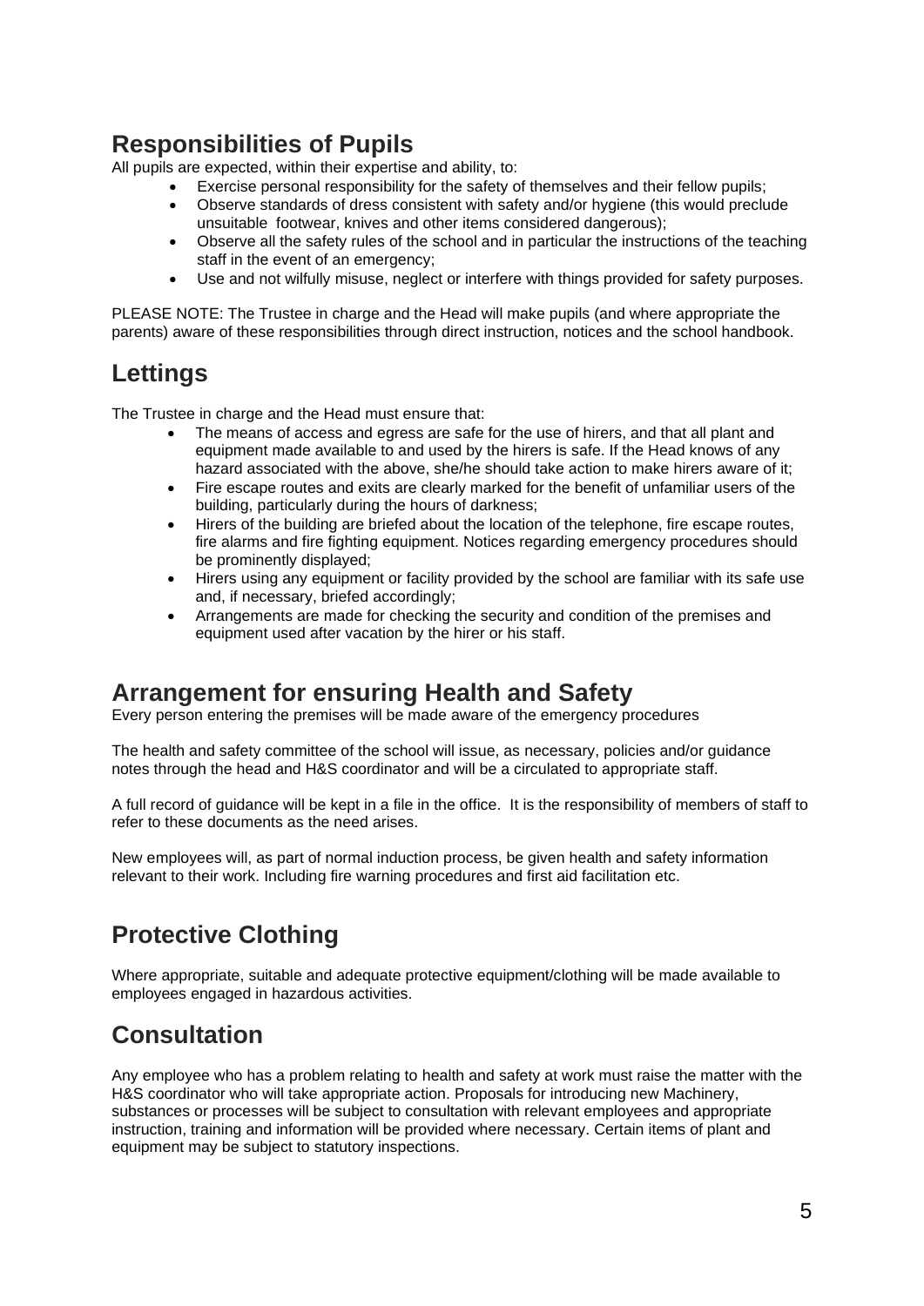## Responsibilities of Pupils

All pupils are expected, within their expertise and ability, to:

- Exercise personal responsibility for the safety of themselves and their fellow pupils;
- Observe standards of dress consistent with safety and/or hygiene (this would preclude unsuitable footwear, knives and other items considered dangerous);
- Observe all the safety rules of the school and in particular the instructions of the teaching staff in the event of an emergency;
- Use and not wilfully misuse, neglect or interfere with things provided for safety purposes.

PLEASE NOTE: The Trustee in charge and the Head will make pupils (and where appropriate the parents) aware of these responsibilities through direct instruction, notices and the school handbook.

## Lettings

The Trustee in charge and the Head must ensure that:

- The means of access and egress are safe for the use of hirers, and that all plant and equipment made available to and used by the hirers is safe. If the Head knows of any hazard associated with the above, she/he should take action to make hirers aware of it;
- Fire escape routes and exits are clearly marked for the benefit of unfamiliar users of the building, particularly during the hours of darkness;
- Hirers of the building are briefed about the location of the telephone, fire escape routes, fire alarms and fire fighting equipment. Notices regarding emergency procedures should be prominently displayed;
- Hirers using any equipment or facility provided by the school are familiar with its safe use and, if necessary, briefed accordingly;
- Arrangements are made for checking the security and condition of the premises and equipment used after vacation by the hirer or his staff.

## Arrangement for ensuring Health and Safety

Every person entering the premises will be made aware of the emergency procedures

The health and safety committee of the school will issue, as necessary, policies and/or guidance notes through the head and H&S coordinator and will be a circulated to appropriate staff.

A full record of guidance will be kept in a file in the office. It is the responsibility of members of staff to refer to these documents as the need arises.

New employees will, as part of normal induction process, be given health and safety information relevant to their work. Including fire warning procedures and first aid facilitation etc.

## Protective Clothing

Where appropriate, suitable and adequate protective equipment/clothing will be made available to employees engaged in hazardous activities.

## Consultation

Any employee who has a problem relating to health and safety at work must raise the matter with the H&S coordinator who will take appropriate action. Proposals for introducing new Machinery, substances or processes will be subject to consultation with relevant employees and appropriate instruction, training and information will be provided where necessary. Certain items of plant and equipment may be subject to statutory inspections.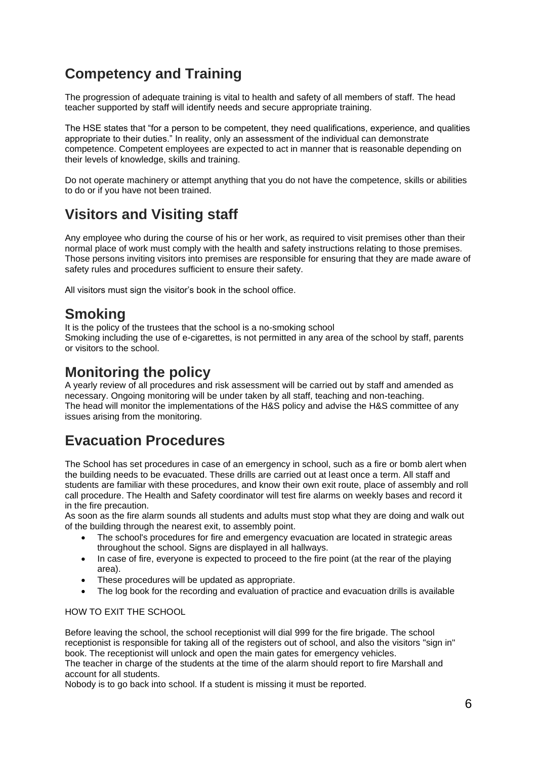## Competency and Training

The progression of adequate training is vital to health and safety of all members of staff. The head teacher supported by staff will identify needs and secure appropriate training.

The HSE states that "for a person to be competent, they need qualifications, experience, and qualities appropriate to their duties." In reality, only an assessment of the individual can demonstrate competence. Competent employees are expected to act in manner that is reasonable depending on their levels of knowledge, skills and training.

Do not operate machinery or attempt anything that you do not have the competence, skills or abilities to do or if you have not been trained.

## Visitors and Visiting staff

Any employee who during the course of his or her work, as required to visit premises other than their normal place of work must comply with the health and safety instructions relating to those premises. Those persons inviting visitors into premises are responsible for ensuring that they are made aware of safety rules and procedures sufficient to ensure their safety.

All visitors must sign the visitor's book in the school office.

## Smoking

It is the policy of the trustees that the school is a no-smoking school
Smoking including the use of e-cigarettes, is not permitted in any area of the school by staff, parents or visitors to the school.

## Monitoring the policy

A yearly review of all procedures and risk assessment will be carried out by staff and amended as necessary. Ongoing monitoring will be under taken by all staff, teaching and non-teaching.
The head will monitor the implementations of the H&S policy and advise the H&S committee of any issues arising from the monitoring.

## Evacuation Procedures

The School has set procedures in case of an emergency in school, such as a fire or bomb alert when the building needs to be evacuated. These drills are carried out at least once a term. All staff and students are familiar with these procedures, and know their own exit route, place of assembly and roll call procedure. The Health and Safety coordinator will test fire alarms on weekly bases and record it in the fire precaution.
As soon as the fire alarm sounds all students and adults must stop what they are doing and walk out of the building through the nearest exit, to assembly point.

- The school's procedures for fire and emergency evacuation are located in strategic areas throughout the school. Signs are displayed in all hallways.
- In case of fire, everyone is expected to proceed to the fire point (at the rear of the playing area).
- These procedures will be updated as appropriate.
- The log book for the recording and evaluation of practice and evacuation drills is available

HOW TO EXIT THE SCHOOL

Before leaving the school, the school receptionist will dial 999 for the fire brigade. The school receptionist is responsible for taking all of the registers out of school, and also the visitors "sign in" book. The receptionist will unlock and open the main gates for emergency vehicles.
The teacher in charge of the students at the time of the alarm should report to fire Marshall and account for all students.
Nobody is to go back into school. If a student is missing it must be reported.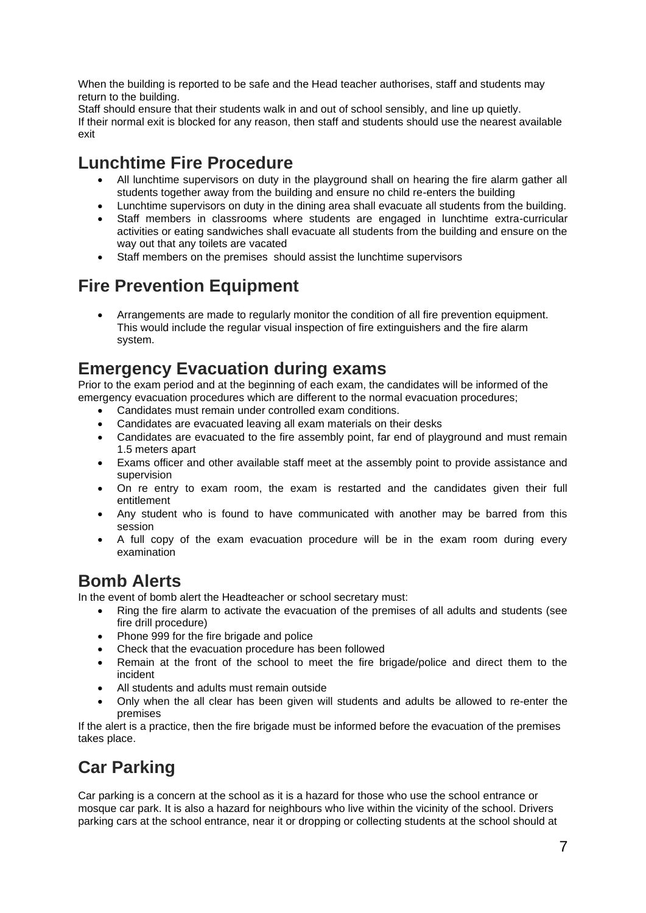When the building is reported to be safe and the Head teacher authorises, staff and students may return to the building.
Staff should ensure that their students walk in and out of school sensibly, and line up quietly.
If their normal exit is blocked for any reason, then staff and students should use the nearest available exit

## Lunchtime Fire Procedure

- All lunchtime supervisors on duty in the playground shall on hearing the fire alarm gather all students together away from the building and ensure no child re-enters the building
- Lunchtime supervisors on duty in the dining area shall evacuate all students from the building.
- Staff members in classrooms where students are engaged in lunchtime extra-curricular activities or eating sandwiches shall evacuate all students from the building and ensure on the way out that any toilets are vacated
- Staff members on the premises should assist the lunchtime supervisors

## Fire Prevention Equipment

- Arrangements are made to regularly monitor the condition of all fire prevention equipment. This would include the regular visual inspection of fire extinguishers and the fire alarm system.

## Emergency Evacuation during exams

Prior to the exam period and at the beginning of each exam, the candidates will be informed of the emergency evacuation procedures which are different to the normal evacuation procedures;

- Candidates must remain under controlled exam conditions.
- Candidates are evacuated leaving all exam materials on their desks
- Candidates are evacuated to the fire assembly point, far end of playground and must remain 1.5 meters apart
- Exams officer and other available staff meet at the assembly point to provide assistance and supervision
- On re entry to exam room, the exam is restarted and the candidates given their full entitlement
- Any student who is found to have communicated with another may be barred from this session
- A full copy of the exam evacuation procedure will be in the exam room during every examination

## Bomb Alerts

In the event of bomb alert the Headteacher or school secretary must:

- Ring the fire alarm to activate the evacuation of the premises of all adults and students (see fire drill procedure)
- Phone 999 for the fire brigade and police
- Check that the evacuation procedure has been followed
- Remain at the front of the school to meet the fire brigade/police and direct them to the incident
- All students and adults must remain outside
- Only when the all clear has been given will students and adults be allowed to re-enter the premises

If the alert is a practice, then the fire brigade must be informed before the evacuation of the premises takes place.

## Car Parking

Car parking is a concern at the school as it is a hazard for those who use the school entrance or mosque car park. It is also a hazard for neighbours who live within the vicinity of the school. Drivers parking cars at the school entrance, near it or dropping or collecting students at the school should at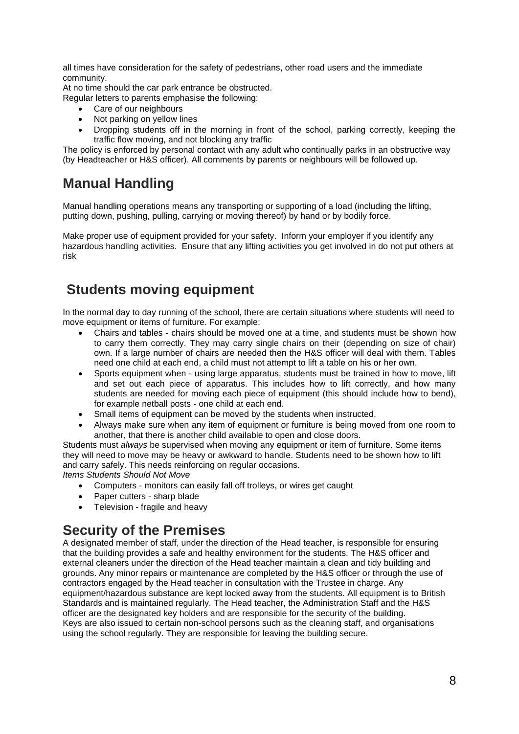all times have consideration for the safety of pedestrians, other road users and the immediate community.

At no time should the car park entrance be obstructed.

Regular letters to parents emphasise the following:

- Care of our neighbours
- Not parking on yellow lines
- Dropping students off in the morning in front of the school, parking correctly, keeping the traffic flow moving, and not blocking any traffic

The policy is enforced by personal contact with any adult who continually parks in an obstructive way (by Headteacher or H&S officer). All comments by parents or neighbours will be followed up.

## Manual Handling

Manual handling operations means any transporting or supporting of a load (including the lifting, putting down, pushing, pulling, carrying or moving thereof) by hand or by bodily force.

Make proper use of equipment provided for your safety. Inform your employer if you identify any hazardous handling activities. Ensure that any lifting activities you get involved in do not put others at risk

## Students moving equipment

In the normal day to day running of the school, there are certain situations where students will need to move equipment or items of furniture. For example:

- Chairs and tables - chairs should be moved one at a time, and students must be shown how to carry them correctly. They may carry single chairs on their (depending on size of chair) own. If a large number of chairs are needed then the H&S officer will deal with them. Tables need one child at each end, a child must not attempt to lift a table on his or her own.
- Sports equipment when - using large apparatus, students must be trained in how to move, lift and set out each piece of apparatus. This includes how to lift correctly, and how many students are needed for moving each piece of equipment (this should include how to bend), for example netball posts - one child at each end.
- Small items of equipment can be moved by the students when instructed.
- Always make sure when any item of equipment or furniture is being moved from one room to another, that there is another child available to open and close doors.

Students must *always* be supervised when moving any equipment or item of furniture. Some items they will need to move may be heavy or awkward to handle. Students need to be shown how to lift and carry safely. This needs reinforcing on regular occasions.

*Items Students Should Not Move*

- Computers - monitors can easily fall off trolleys, or wires get caught
- Paper cutters - sharp blade
- Television - fragile and heavy

## Security of the Premises

A designated member of staff, under the direction of the Head teacher, is responsible for ensuring that the building provides a safe and healthy environment for the students. The H&S officer and external cleaners under the direction of the Head teacher maintain a clean and tidy building and grounds. Any minor repairs or maintenance are completed by the H&S officer or through the use of contractors engaged by the Head teacher in consultation with the Trustee in charge. Any equipment/hazardous substance are kept locked away from the students. All equipment is to British Standards and is maintained regularly. The Head teacher, the Administration Staff and the H&S officer are the designated key holders and are responsible for the security of the building.

Keys are also issued to certain non-school persons such as the cleaning staff, and organisations using the school regularly. They are responsible for leaving the building secure.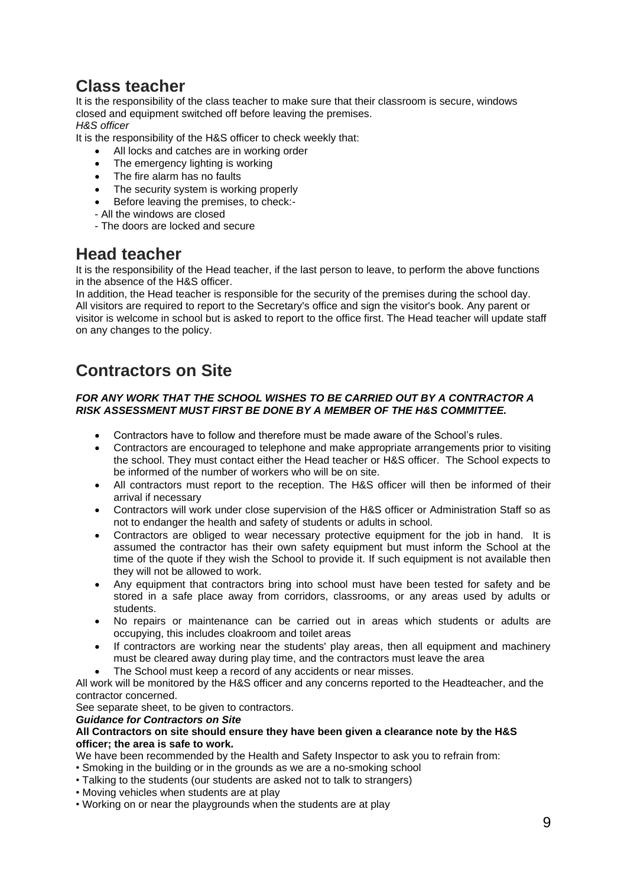## Class teacher

It is the responsibility of the class teacher to make sure that their classroom is secure, windows closed and equipment switched off before leaving the premises.

*H&S officer*

It is the responsibility of the H&S officer to check weekly that:

- All locks and catches are in working order
- The emergency lighting is working
- The fire alarm has no faults
- The security system is working properly
- Before leaving the premises, to check:-

- All the windows are closed
- The doors are locked and secure

## Head teacher

It is the responsibility of the Head teacher, if the last person to leave, to perform the above functions in the absence of the H&S officer.

In addition, the Head teacher is responsible for the security of the premises during the school day. All visitors are required to report to the Secretary's office and sign the visitor's book. Any parent or visitor is welcome in school but is asked to report to the office first. The Head teacher will update staff on any changes to the policy.

## Contractors on Site

***FOR ANY WORK THAT THE SCHOOL WISHES TO BE CARRIED OUT BY A CONTRACTOR A RISK ASSESSMENT MUST FIRST BE DONE BY A MEMBER OF THE H&S COMMITTEE.***

- Contractors have to follow and therefore must be made aware of the School's rules.
- Contractors are encouraged to telephone and make appropriate arrangements prior to visiting the school. They must contact either the Head teacher or H&S officer. The School expects to be informed of the number of workers who will be on site.
- All contractors must report to the reception. The H&S officer will then be informed of their arrival if necessary
- Contractors will work under close supervision of the H&S officer or Administration Staff so as not to endanger the health and safety of students or adults in school.
- Contractors are obliged to wear necessary protective equipment for the job in hand. It is assumed the contractor has their own safety equipment but must inform the School at the time of the quote if they wish the School to provide it. If such equipment is not available then they will not be allowed to work.
- Any equipment that contractors bring into school must have been tested for safety and be stored in a safe place away from corridors, classrooms, or any areas used by adults or students.
- No repairs or maintenance can be carried out in areas which students or adults are occupying, this includes cloakroom and toilet areas
- If contractors are working near the students' play areas, then all equipment and machinery must be cleared away during play time, and the contractors must leave the area
- The School must keep a record of any accidents or near misses.

All work will be monitored by the H&S officer and any concerns reported to the Headteacher, and the contractor concerned.

See separate sheet, to be given to contractors.

***Guidance for Contractors on Site***

**All Contractors on site should ensure they have been given a clearance note by the H&S officer; the area is safe to work.**

We have been recommended by the Health and Safety Inspector to ask you to refrain from:

- Smoking in the building or in the grounds as we are a no-smoking school
- Talking to the students (our students are asked not to talk to strangers)
- Moving vehicles when students are at play
- Working on or near the playgrounds when the students are at play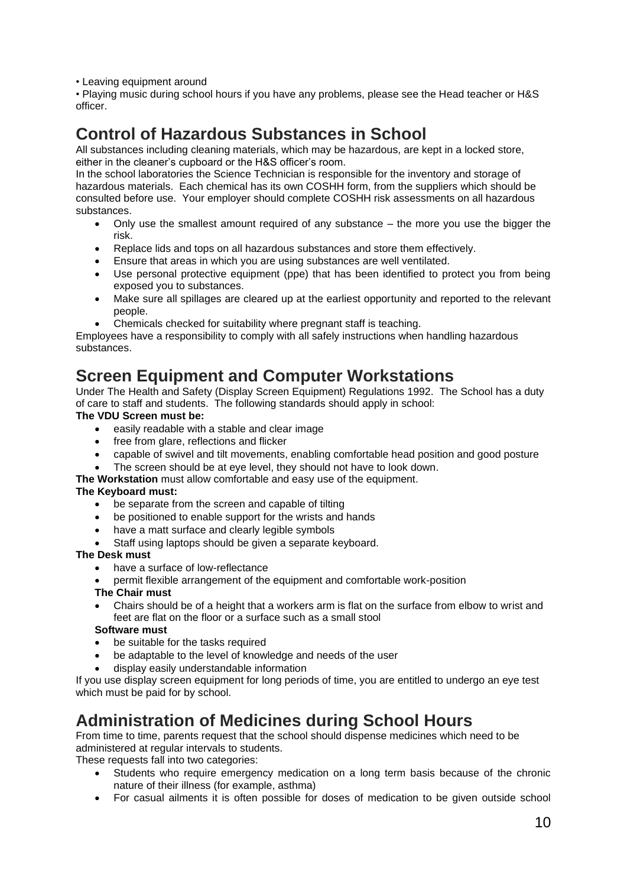• Leaving equipment around

• Playing music during school hours if you have any problems, please see the Head teacher or H&S officer.

## Control of Hazardous Substances in School

All substances including cleaning materials, which may be hazardous, are kept in a locked store, either in the cleaner's cupboard or the H&S officer's room.

In the school laboratories the Science Technician is responsible for the inventory and storage of hazardous materials. Each chemical has its own COSHH form, from the suppliers which should be consulted before use. Your employer should complete COSHH risk assessments on all hazardous substances.

- Only use the smallest amount required of any substance – the more you use the bigger the risk.
- Replace lids and tops on all hazardous substances and store them effectively.
- Ensure that areas in which you are using substances are well ventilated.
- Use personal protective equipment (ppe) that has been identified to protect you from being exposed you to substances.
- Make sure all spillages are cleared up at the earliest opportunity and reported to the relevant people.
- Chemicals checked for suitability where pregnant staff is teaching.

Employees have a responsibility to comply with all safely instructions when handling hazardous substances.

## Screen Equipment and Computer Workstations

Under The Health and Safety (Display Screen Equipment) Regulations 1992. The School has a duty of care to staff and students. The following standards should apply in school:

**The VDU Screen must be:**

- easily readable with a stable and clear image
- free from glare, reflections and flicker
- capable of swivel and tilt movements, enabling comfortable head position and good posture
- The screen should be at eye level, they should not have to look down.

**The Workstation** must allow comfortable and easy use of the equipment.

**The Keyboard must:**

- be separate from the screen and capable of tilting
- be positioned to enable support for the wrists and hands
- have a matt surface and clearly legible symbols
- Staff using laptops should be given a separate keyboard.

**The Desk must**

- have a surface of low-reflectance
- permit flexible arrangement of the equipment and comfortable work-position

**The Chair must**

- Chairs should be of a height that a workers arm is flat on the surface from elbow to wrist and feet are flat on the floor or a surface such as a small stool

**Software must**

- be suitable for the tasks required
- be adaptable to the level of knowledge and needs of the user
- display easily understandable information

If you use display screen equipment for long periods of time, you are entitled to undergo an eye test which must be paid for by school.

## Administration of Medicines during School Hours

From time to time, parents request that the school should dispense medicines which need to be administered at regular intervals to students.

These requests fall into two categories:

- Students who require emergency medication on a long term basis because of the chronic nature of their illness (for example, asthma)
- For casual ailments it is often possible for doses of medication to be given outside school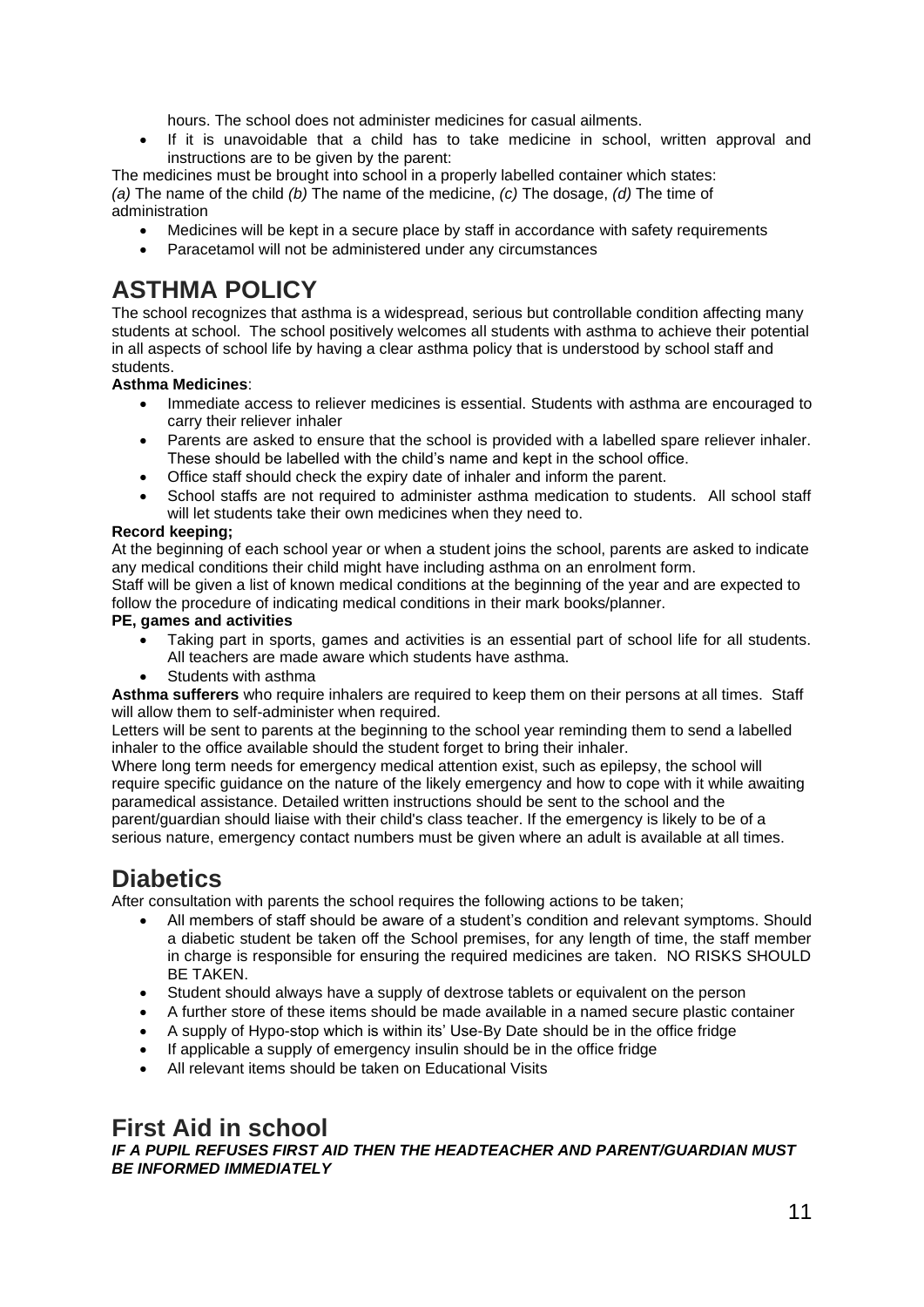hours. The school does not administer medicines for casual ailments.

- If it is unavoidable that a child has to take medicine in school, written approval and instructions are to be given by the parent:

The medicines must be brought into school in a properly labelled container which states:
*(a)* The name of the child *(b)* The name of the medicine, *(c)* The dosage, *(d)* The time of administration

- Medicines will be kept in a secure place by staff in accordance with safety requirements
- Paracetamol will not be administered under any circumstances

# ASTHMA POLICY

The school recognizes that asthma is a widespread, serious but controllable condition affecting many students at school. The school positively welcomes all students with asthma to achieve their potential in all aspects of school life by having a clear asthma policy that is understood by school staff and students.

**Asthma Medicines**:

- Immediate access to reliever medicines is essential. Students with asthma are encouraged to carry their reliever inhaler
- Parents are asked to ensure that the school is provided with a labelled spare reliever inhaler. These should be labelled with the child's name and kept in the school office.
- Office staff should check the expiry date of inhaler and inform the parent.
- School staffs are not required to administer asthma medication to students. All school staff will let students take their own medicines when they need to.

**Record keeping;**

At the beginning of each school year or when a student joins the school, parents are asked to indicate any medical conditions their child might have including asthma on an enrolment form.
Staff will be given a list of known medical conditions at the beginning of the year and are expected to follow the procedure of indicating medical conditions in their mark books/planner.

**PE, games and activities**

- Taking part in sports, games and activities is an essential part of school life for all students. All teachers are made aware which students have asthma.
- Students with asthma

**Asthma sufferers** who require inhalers are required to keep them on their persons at all times. Staff will allow them to self-administer when required.

Letters will be sent to parents at the beginning to the school year reminding them to send a labelled inhaler to the office available should the student forget to bring their inhaler.

Where long term needs for emergency medical attention exist, such as epilepsy, the school will require specific guidance on the nature of the likely emergency and how to cope with it while awaiting paramedical assistance. Detailed written instructions should be sent to the school and the parent/guardian should liaise with their child's class teacher. If the emergency is likely to be of a serious nature, emergency contact numbers must be given where an adult is available at all times.

# Diabetics

After consultation with parents the school requires the following actions to be taken;

- All members of staff should be aware of a student's condition and relevant symptoms. Should a diabetic student be taken off the School premises, for any length of time, the staff member in charge is responsible for ensuring the required medicines are taken. NO RISKS SHOULD BE TAKEN.
- Student should always have a supply of dextrose tablets or equivalent on the person
- A further store of these items should be made available in a named secure plastic container
- A supply of Hypo-stop which is within its' Use-By Date should be in the office fridge
- If applicable a supply of emergency insulin should be in the office fridge
- All relevant items should be taken on Educational Visits

# First Aid in school

***IF A PUPIL REFUSES FIRST AID THEN THE HEADTEACHER AND PARENT/GUARDIAN MUST BE INFORMED IMMEDIATELY***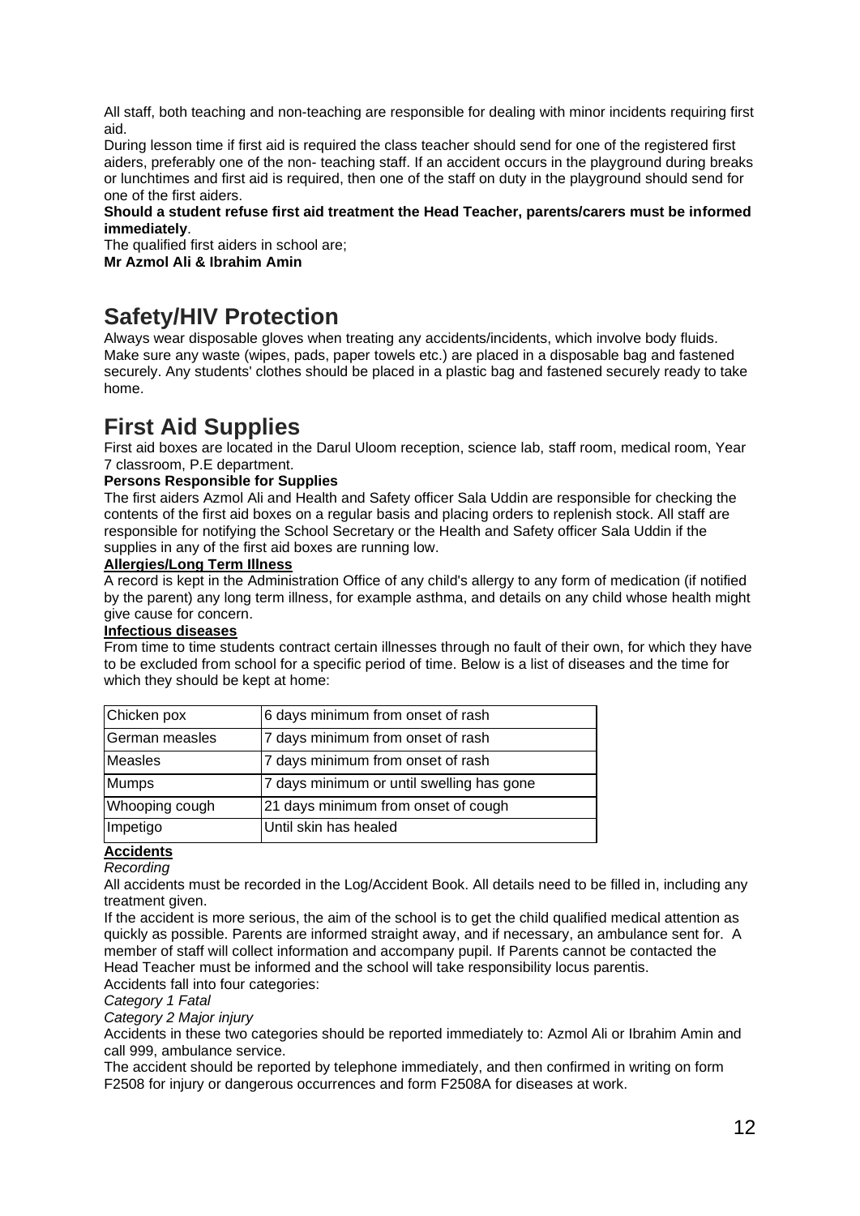All staff, both teaching and non-teaching are responsible for dealing with minor incidents requiring first aid.

During lesson time if first aid is required the class teacher should send for one of the registered first aiders, preferably one of the non- teaching staff. If an accident occurs in the playground during breaks or lunchtimes and first aid is required, then one of the staff on duty in the playground should send for one of the first aiders.

**Should a student refuse first aid treatment the Head Teacher, parents/carers must be informed immediately**.

The qualified first aiders in school are;

**Mr Azmol Ali & Ibrahim Amin**

## Safety/HIV Protection

Always wear disposable gloves when treating any accidents/incidents, which involve body fluids. Make sure any waste (wipes, pads, paper towels etc.) are placed in a disposable bag and fastened securely. Any students' clothes should be placed in a plastic bag and fastened securely ready to take home.

## First Aid Supplies

First aid boxes are located in the Darul Uloom reception, science lab, staff room, medical room, Year 7 classroom, P.E department.

**Persons Responsible for Supplies**

The first aiders Azmol Ali and Health and Safety officer Sala Uddin are responsible for checking the contents of the first aid boxes on a regular basis and placing orders to replenish stock. All staff are responsible for notifying the School Secretary or the Health and Safety officer Sala Uddin if the supplies in any of the first aid boxes are running low.

**Allergies/Long Term Illness**

A record is kept in the Administration Office of any child's allergy to any form of medication (if notified by the parent) any long term illness, for example asthma, and details on any child whose health might give cause for concern.

**Infectious diseases**

From time to time students contract certain illnesses through no fault of their own, for which they have to be excluded from school for a specific period of time. Below is a list of diseases and the time for which they should be kept at home:

| | |
|---|---|
| Chicken pox | 6 days minimum from onset of rash |
| German measles | 7 days minimum from onset of rash |
| Measles | 7 days minimum from onset of rash |
| Mumps | 7 days minimum or until swelling has gone |
| Whooping cough | 21 days minimum from onset of cough |
| Impetigo | Until skin has healed |

**Accidents**

*Recording*

All accidents must be recorded in the Log/Accident Book. All details need to be filled in, including any treatment given.

If the accident is more serious, the aim of the school is to get the child qualified medical attention as quickly as possible. Parents are informed straight away, and if necessary, an ambulance sent for. A member of staff will collect information and accompany pupil. If Parents cannot be contacted the Head Teacher must be informed and the school will take responsibility locus parentis.

Accidents fall into four categories:

*Category 1 Fatal*

*Category 2 Major injury*

Accidents in these two categories should be reported immediately to: Azmol Ali or Ibrahim Amin and call 999, ambulance service.

The accident should be reported by telephone immediately, and then confirmed in writing on form F2508 for injury or dangerous occurrences and form F2508A for diseases at work.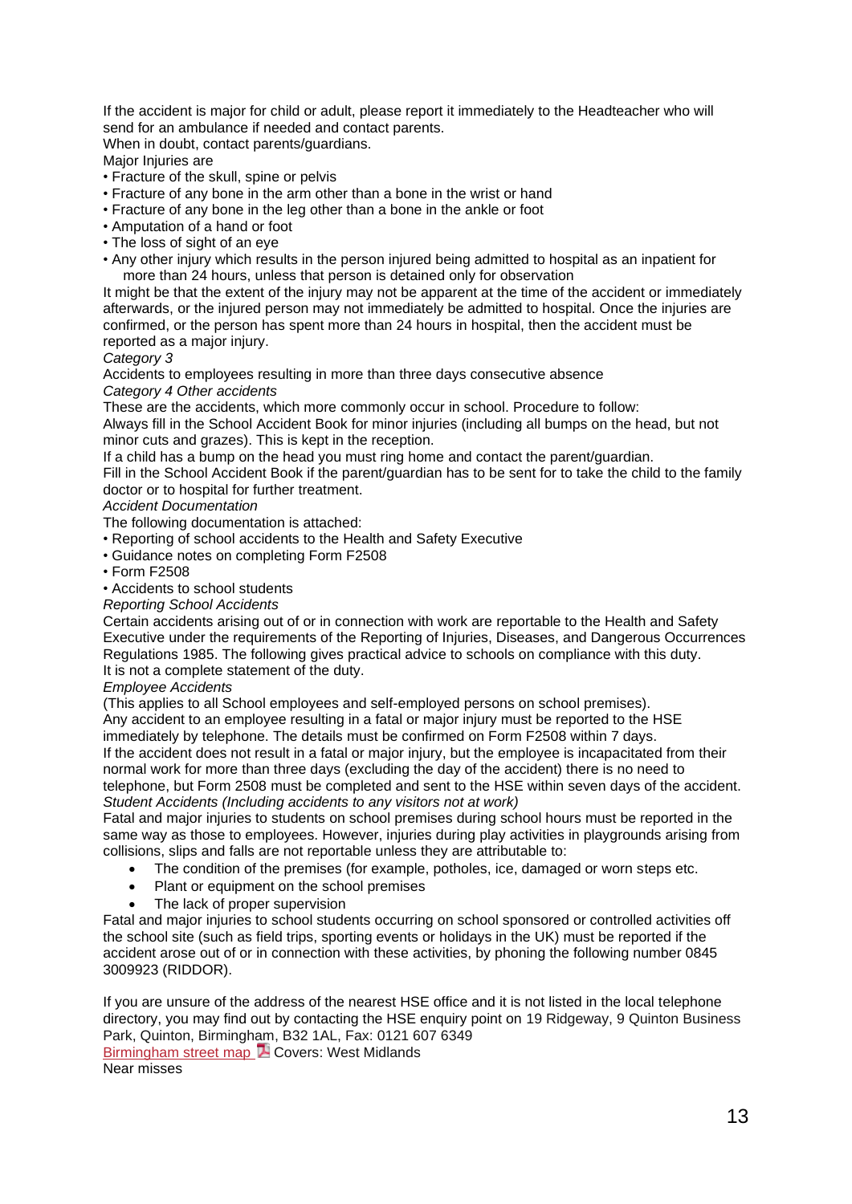If the accident is major for child or adult, please report it immediately to the Headteacher who will send for an ambulance if needed and contact parents.

When in doubt, contact parents/guardians.

Major Injuries are

- Fracture of the skull, spine or pelvis
- Fracture of any bone in the arm other than a bone in the wrist or hand
- Fracture of any bone in the leg other than a bone in the ankle or foot
- Amputation of a hand or foot
- The loss of sight of an eye
- Any other injury which results in the person injured being admitted to hospital as an inpatient for more than 24 hours, unless that person is detained only for observation

It might be that the extent of the injury may not be apparent at the time of the accident or immediately afterwards, or the injured person may not immediately be admitted to hospital. Once the injuries are confirmed, or the person has spent more than 24 hours in hospital, then the accident must be reported as a major injury.

*Category 3*

Accidents to employees resulting in more than three days consecutive absence

*Category 4 Other accidents*

These are the accidents, which more commonly occur in school. Procedure to follow:

Always fill in the School Accident Book for minor injuries (including all bumps on the head, but not minor cuts and grazes). This is kept in the reception.

If a child has a bump on the head you must ring home and contact the parent/guardian.

Fill in the School Accident Book if the parent/guardian has to be sent for to take the child to the family doctor or to hospital for further treatment.

*Accident Documentation*

The following documentation is attached:

- Reporting of school accidents to the Health and Safety Executive
- Guidance notes on completing Form F2508
- Form F2508
- Accidents to school students

*Reporting School Accidents*

Certain accidents arising out of or in connection with work are reportable to the Health and Safety Executive under the requirements of the Reporting of Injuries, Diseases, and Dangerous Occurrences Regulations 1985. The following gives practical advice to schools on compliance with this duty. It is not a complete statement of the duty.

*Employee Accidents*

(This applies to all School employees and self-employed persons on school premises).

Any accident to an employee resulting in a fatal or major injury must be reported to the HSE immediately by telephone. The details must be confirmed on Form F2508 within 7 days.

If the accident does not result in a fatal or major injury, but the employee is incapacitated from their normal work for more than three days (excluding the day of the accident) there is no need to telephone, but Form 2508 must be completed and sent to the HSE within seven days of the accident.

*Student Accidents (Including accidents to any visitors not at work)*

Fatal and major injuries to students on school premises during school hours must be reported in the same way as those to employees. However, injuries during play activities in playgrounds arising from collisions, slips and falls are not reportable unless they are attributable to:

- The condition of the premises (for example, potholes, ice, damaged or worn steps etc.
- Plant or equipment on the school premises
- The lack of proper supervision

Fatal and major injuries to school students occurring on school sponsored or controlled activities off the school site (such as field trips, sporting events or holidays in the UK) must be reported if the accident arose out of or in connection with these activities, by phoning the following number 0845 3009923 (RIDDOR).

If you are unsure of the address of the nearest HSE office and it is not listed in the local telephone directory, you may find out by contacting the HSE enquiry point on 19 Ridgeway, 9 Quinton Business Park, Quinton, Birmingham, B32 1AL, Fax: 0121 607 6349

Birmingham street map Covers: West Midlands

Near misses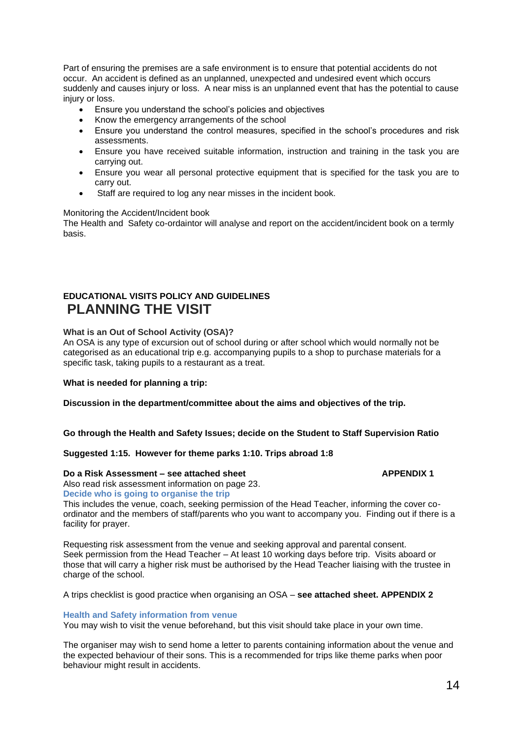Part of ensuring the premises are a safe environment is to ensure that potential accidents do not occur. An accident is defined as an unplanned, unexpected and undesired event which occurs suddenly and causes injury or loss. A near miss is an unplanned event that has the potential to cause injury or loss.

- Ensure you understand the school's policies and objectives
- Know the emergency arrangements of the school
- Ensure you understand the control measures, specified in the school's procedures and risk assessments.
- Ensure you have received suitable information, instruction and training in the task you are carrying out.
- Ensure you wear all personal protective equipment that is specified for the task you are to carry out.
- Staff are required to log any near misses in the incident book.

Monitoring the Accident/Incident book
The Health and Safety co-ordaintor will analyse and report on the accident/incident book on a termly basis.

**EDUCATIONAL VISITS POLICY AND GUIDELINES**

# PLANNING THE VISIT

**What is an Out of School Activity (OSA)?**
An OSA is any type of excursion out of school during or after school which would normally not be categorised as an educational trip e.g. accompanying pupils to a shop to purchase materials for a specific task, taking pupils to a restaurant as a treat.

**What is needed for planning a trip:**

**Discussion in the department/committee about the aims and objectives of the trip.**

**Go through the Health and Safety Issues; decide on the Student to Staff Supervision Ratio**

**Suggested 1:15. However for theme parks 1:10. Trips abroad 1:8**

**Do a Risk Assessment – see attached sheet APPENDIX 1**
Also read risk assessment information on page 23.

**Decide who is going to organise the trip**
This includes the venue, coach, seeking permission of the Head Teacher, informing the cover co-ordinator and the members of staff/parents who you want to accompany you. Finding out if there is a facility for prayer.

Requesting risk assessment from the venue and seeking approval and parental consent.
Seek permission from the Head Teacher – At least 10 working days before trip. Visits aboard or those that will carry a higher risk must be authorised by the Head Teacher liaising with the trustee in charge of the school.

A trips checklist is good practice when organising an OSA – **see attached sheet. APPENDIX 2**

**Health and Safety information from venue**
You may wish to visit the venue beforehand, but this visit should take place in your own time.

The organiser may wish to send home a letter to parents containing information about the venue and the expected behaviour of their sons. This is a recommended for trips like theme parks when poor behaviour might result in accidents.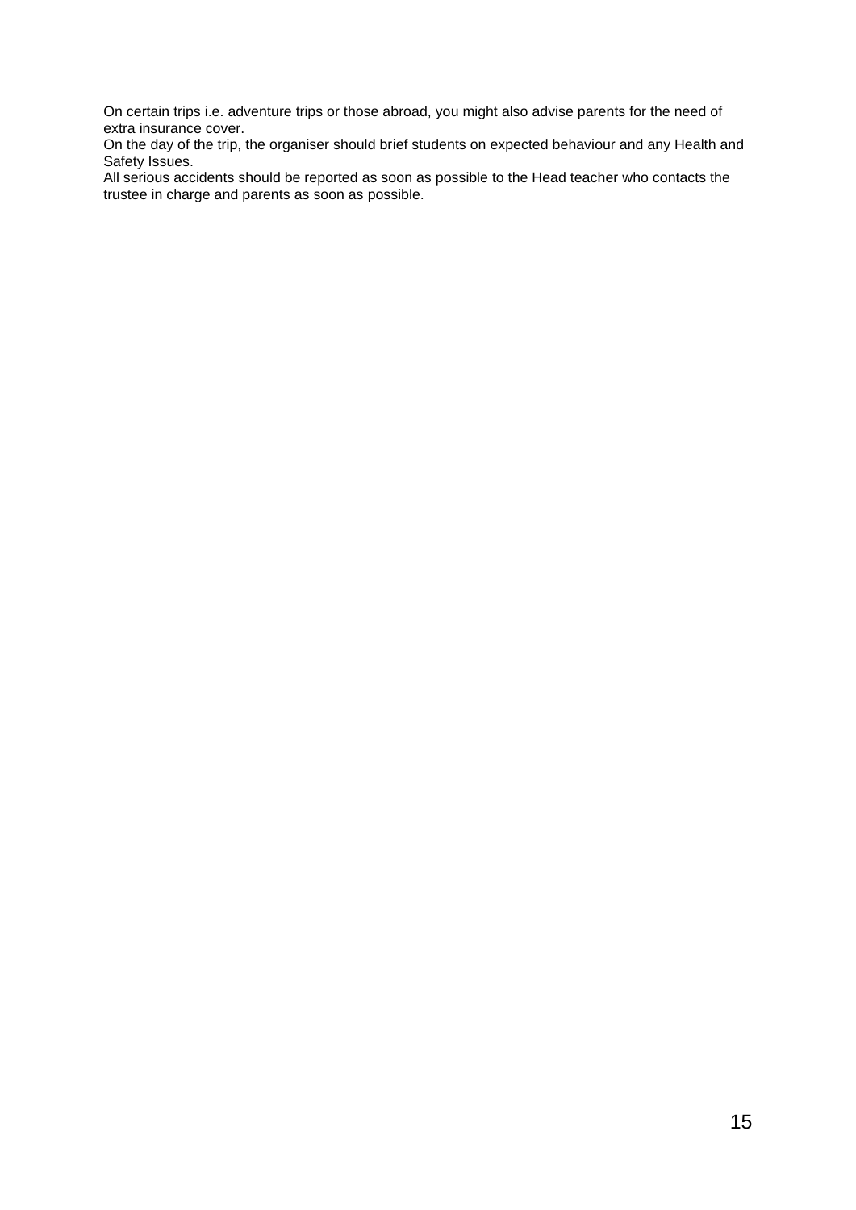On certain trips i.e. adventure trips or those abroad, you might also advise parents for the need of extra insurance cover.

On the day of the trip, the organiser should brief students on expected behaviour and any Health and Safety Issues.

All serious accidents should be reported as soon as possible to the Head teacher who contacts the trustee in charge and parents as soon as possible.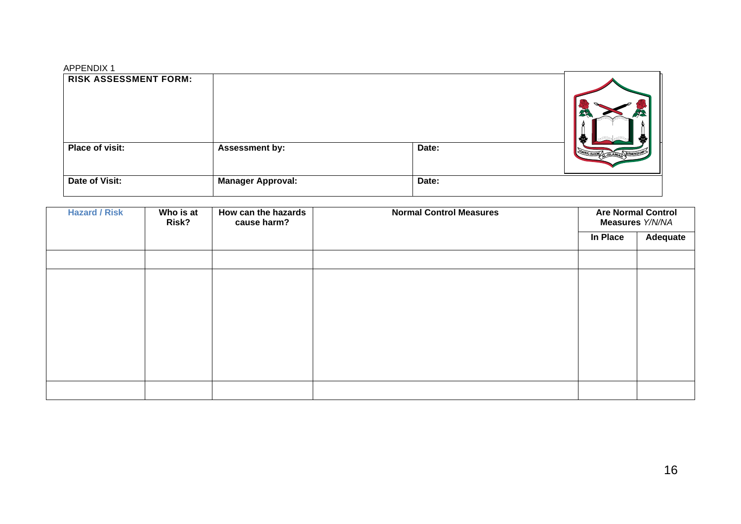APPENDIX 1

| RISK ASSESSMENT FORM: | | |
|---|---|---|
| **Place of visit:** | **Assessment by:** | **Date:** |
| **Date of Visit:** | **Manager Approval:** | **Date:** |

| Hazard / Risk | Who is at Risk? | How can the hazards cause harm? | Normal Control Measures | Are Normal Control Measures *Y/N/NA* | |
|---|---|---|---|---|---|
| | | | | **In Place** | **Adequate** |
| | | | | | |
| | | | | | |
| | | | | | |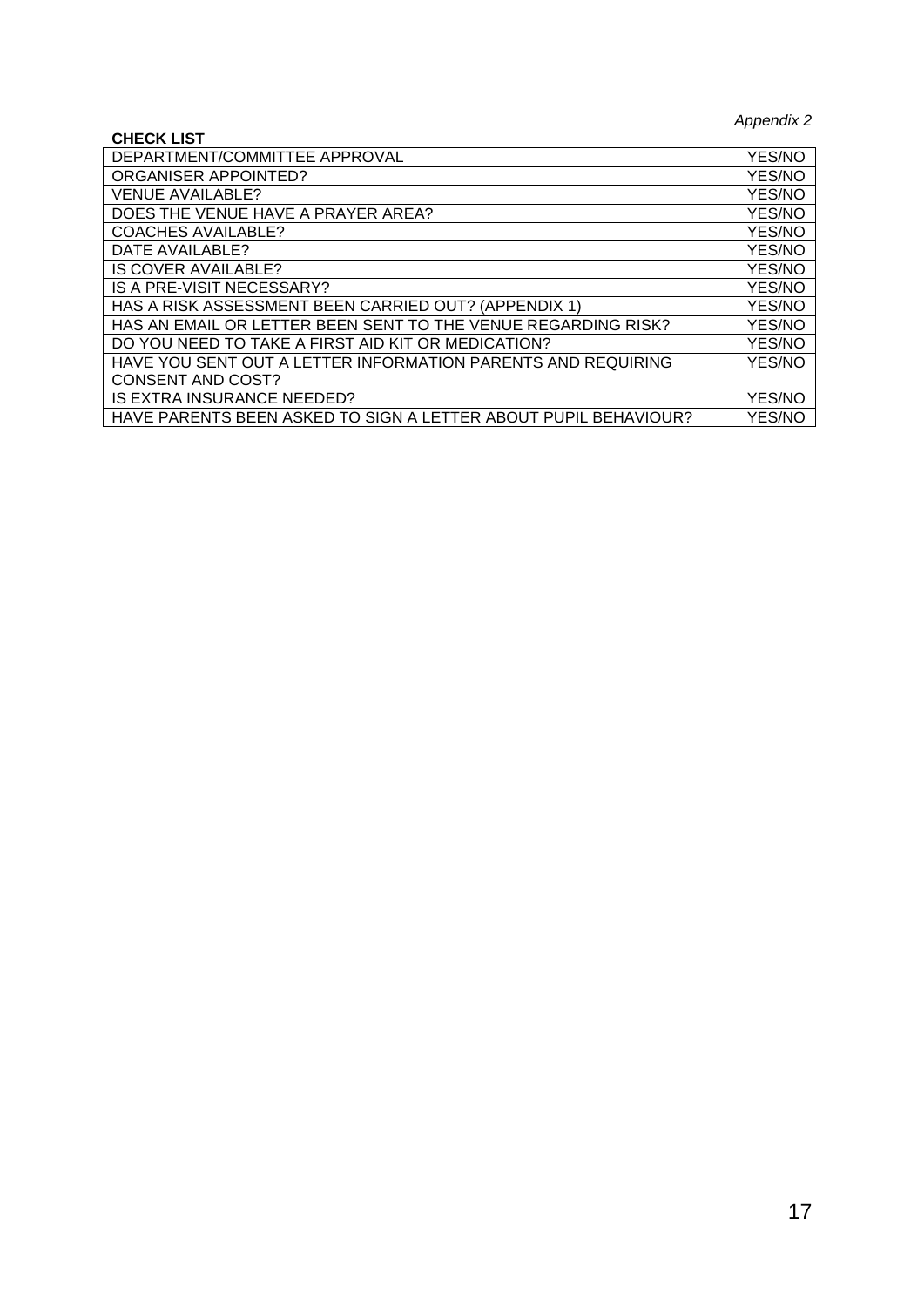*Appendix 2*

**CHECK LIST**

| | |
|---|---|
| DEPARTMENT/COMMITTEE APPROVAL | YES/NO |
| ORGANISER APPOINTED? | YES/NO |
| VENUE AVAILABLE? | YES/NO |
| DOES THE VENUE HAVE A PRAYER AREA? | YES/NO |
| COACHES AVAILABLE? | YES/NO |
| DATE AVAILABLE? | YES/NO |
| IS COVER AVAILABLE? | YES/NO |
| IS A PRE-VISIT NECESSARY? | YES/NO |
| HAS A RISK ASSESSMENT BEEN CARRIED OUT? (APPENDIX 1) | YES/NO |
| HAS AN EMAIL OR LETTER BEEN SENT TO THE VENUE REGARDING RISK? | YES/NO |
| DO YOU NEED TO TAKE A FIRST AID KIT OR MEDICATION? | YES/NO |
| HAVE YOU SENT OUT A LETTER INFORMATION PARENTS AND REQUIRING CONSENT AND COST? | YES/NO |
| IS EXTRA INSURANCE NEEDED? | YES/NO |
| HAVE PARENTS BEEN ASKED TO SIGN A LETTER ABOUT PUPIL BEHAVIOUR? | YES/NO |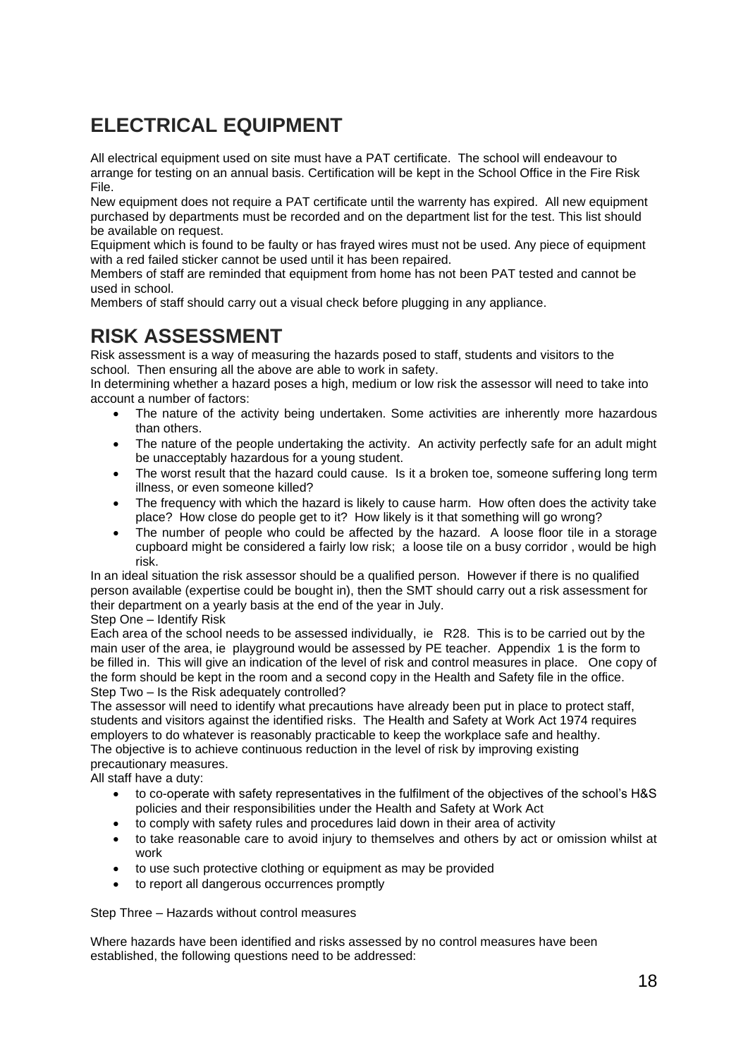# ELECTRICAL EQUIPMENT

All electrical equipment used on site must have a PAT certificate. The school will endeavour to arrange for testing on an annual basis. Certification will be kept in the School Office in the Fire Risk File.

New equipment does not require a PAT certificate until the warrenty has expired. All new equipment purchased by departments must be recorded and on the department list for the test. This list should be available on request.

Equipment which is found to be faulty or has frayed wires must not be used. Any piece of equipment with a red failed sticker cannot be used until it has been repaired.

Members of staff are reminded that equipment from home has not been PAT tested and cannot be used in school.

Members of staff should carry out a visual check before plugging in any appliance.

# RISK ASSESSMENT

Risk assessment is a way of measuring the hazards posed to staff, students and visitors to the school. Then ensuring all the above are able to work in safety.

In determining whether a hazard poses a high, medium or low risk the assessor will need to take into account a number of factors:

- The nature of the activity being undertaken. Some activities are inherently more hazardous than others.
- The nature of the people undertaking the activity. An activity perfectly safe for an adult might be unacceptably hazardous for a young student.
- The worst result that the hazard could cause. Is it a broken toe, someone suffering long term illness, or even someone killed?
- The frequency with which the hazard is likely to cause harm. How often does the activity take place? How close do people get to it? How likely is it that something will go wrong?
- The number of people who could be affected by the hazard. A loose floor tile in a storage cupboard might be considered a fairly low risk; a loose tile on a busy corridor , would be high risk.

In an ideal situation the risk assessor should be a qualified person. However if there is no qualified person available (expertise could be bought in), then the SMT should carry out a risk assessment for their department on a yearly basis at the end of the year in July.

Step One – Identify Risk

Each area of the school needs to be assessed individually, ie R28. This is to be carried out by the main user of the area, ie playground would be assessed by PE teacher. Appendix 1 is the form to be filled in. This will give an indication of the level of risk and control measures in place. One copy of the form should be kept in the room and a second copy in the Health and Safety file in the office.

Step Two – Is the Risk adequately controlled?

The assessor will need to identify what precautions have already been put in place to protect staff, students and visitors against the identified risks. The Health and Safety at Work Act 1974 requires employers to do whatever is reasonably practicable to keep the workplace safe and healthy.

The objective is to achieve continuous reduction in the level of risk by improving existing precautionary measures.

All staff have a duty:

- to co-operate with safety representatives in the fulfilment of the objectives of the school's H&S policies and their responsibilities under the Health and Safety at Work Act
- to comply with safety rules and procedures laid down in their area of activity
- to take reasonable care to avoid injury to themselves and others by act or omission whilst at work
- to use such protective clothing or equipment as may be provided
- to report all dangerous occurrences promptly

Step Three – Hazards without control measures

Where hazards have been identified and risks assessed by no control measures have been established, the following questions need to be addressed: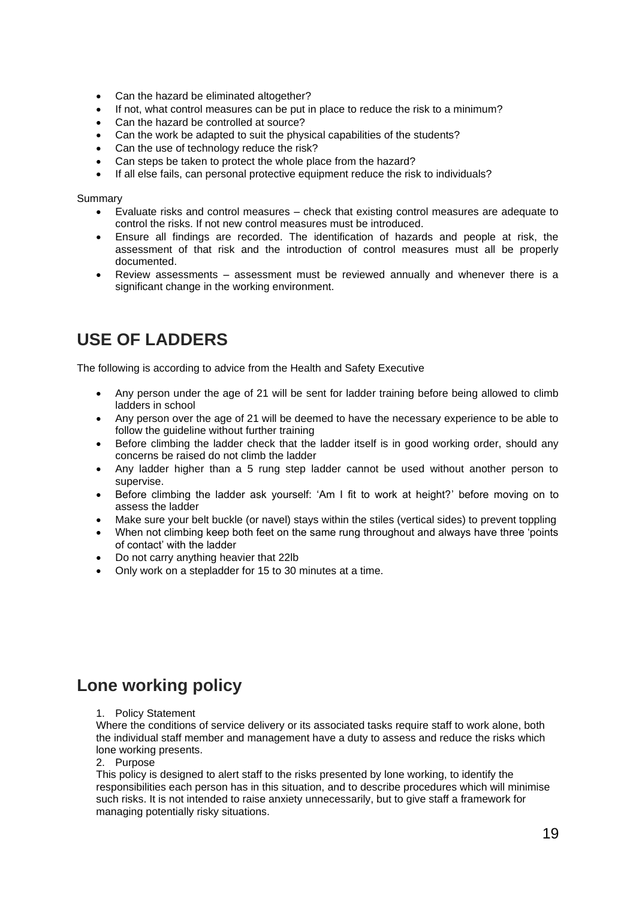- Can the hazard be eliminated altogether?
- If not, what control measures can be put in place to reduce the risk to a minimum?
- Can the hazard be controlled at source?
- Can the work be adapted to suit the physical capabilities of the students?
- Can the use of technology reduce the risk?
- Can steps be taken to protect the whole place from the hazard?
- If all else fails, can personal protective equipment reduce the risk to individuals?

Summary

- Evaluate risks and control measures – check that existing control measures are adequate to control the risks. If not new control measures must be introduced.
- Ensure all findings are recorded. The identification of hazards and people at risk, the assessment of that risk and the introduction of control measures must all be properly documented.
- Review assessments – assessment must be reviewed annually and whenever there is a significant change in the working environment.

## USE OF LADDERS

The following is according to advice from the Health and Safety Executive

- Any person under the age of 21 will be sent for ladder training before being allowed to climb ladders in school
- Any person over the age of 21 will be deemed to have the necessary experience to be able to follow the guideline without further training
- Before climbing the ladder check that the ladder itself is in good working order, should any concerns be raised do not climb the ladder
- Any ladder higher than a 5 rung step ladder cannot be used without another person to supervise.
- Before climbing the ladder ask yourself: 'Am I fit to work at height?' before moving on to assess the ladder
- Make sure your belt buckle (or navel) stays within the stiles (vertical sides) to prevent toppling
- When not climbing keep both feet on the same rung throughout and always have three 'points of contact' with the ladder
- Do not carry anything heavier that 22lb
- Only work on a stepladder for 15 to 30 minutes at a time.

## Lone working policy

1. Policy Statement

Where the conditions of service delivery or its associated tasks require staff to work alone, both the individual staff member and management have a duty to assess and reduce the risks which lone working presents.

2. Purpose

This policy is designed to alert staff to the risks presented by lone working, to identify the responsibilities each person has in this situation, and to describe procedures which will minimise such risks. It is not intended to raise anxiety unnecessarily, but to give staff a framework for managing potentially risky situations.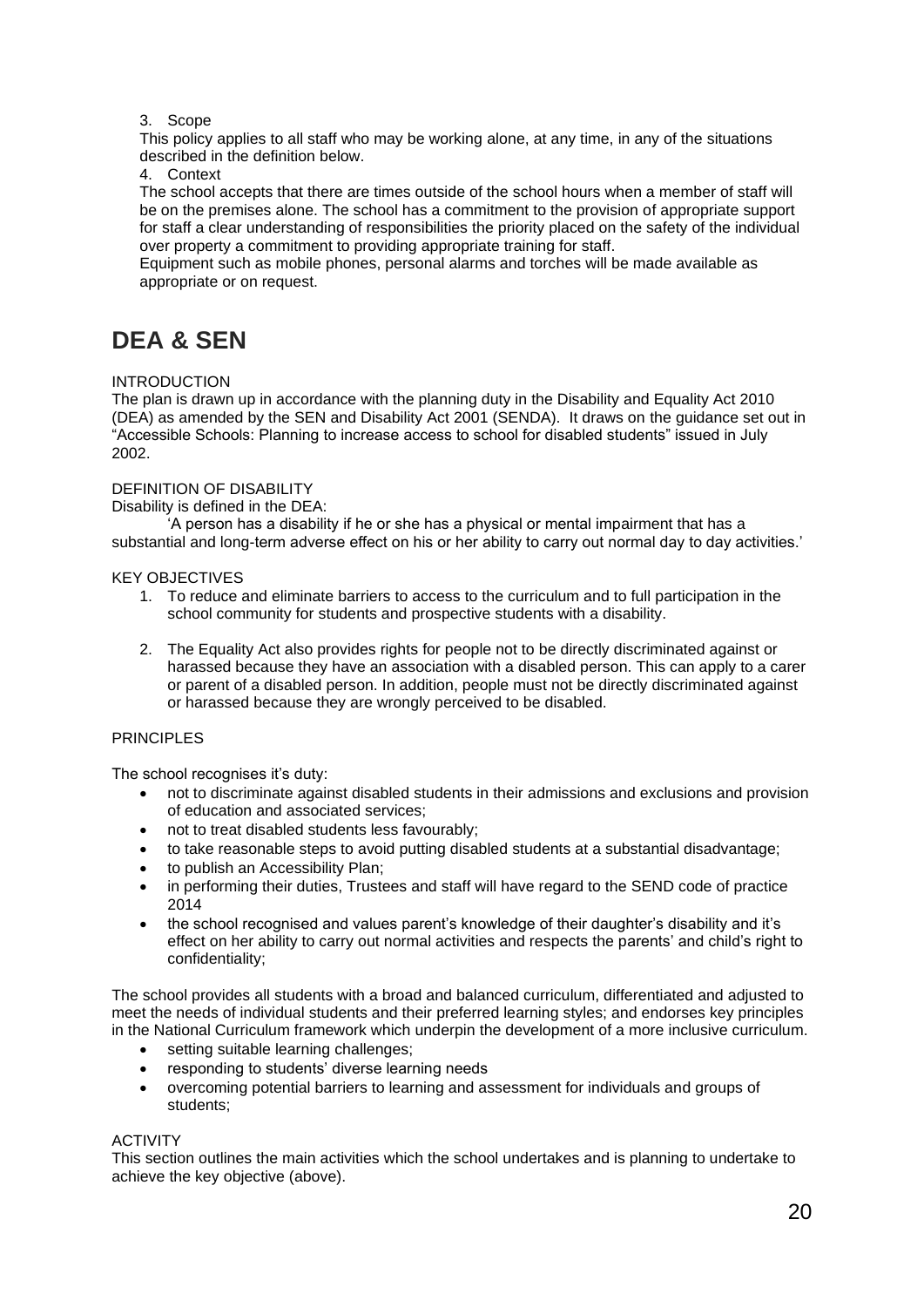3. Scope

This policy applies to all staff who may be working alone, at any time, in any of the situations described in the definition below.

4. Context

The school accepts that there are times outside of the school hours when a member of staff will be on the premises alone. The school has a commitment to the provision of appropriate support for staff a clear understanding of responsibilities the priority placed on the safety of the individual over property a commitment to providing appropriate training for staff.

Equipment such as mobile phones, personal alarms and torches will be made available as appropriate or on request.

# DEA & SEN

INTRODUCTION

The plan is drawn up in accordance with the planning duty in the Disability and Equality Act 2010 (DEA) as amended by the SEN and Disability Act 2001 (SENDA). It draws on the guidance set out in "Accessible Schools: Planning to increase access to school for disabled students" issued in July 2002.

DEFINITION OF DISABILITY

Disability is defined in the DEA:

'A person has a disability if he or she has a physical or mental impairment that has a substantial and long-term adverse effect on his or her ability to carry out normal day to day activities.'

KEY OBJECTIVES

1. To reduce and eliminate barriers to access to the curriculum and to full participation in the school community for students and prospective students with a disability.

2. The Equality Act also provides rights for people not to be directly discriminated against or harassed because they have an association with a disabled person. This can apply to a carer or parent of a disabled person. In addition, people must not be directly discriminated against or harassed because they are wrongly perceived to be disabled.

PRINCIPLES

The school recognises it's duty:

- not to discriminate against disabled students in their admissions and exclusions and provision of education and associated services;
- not to treat disabled students less favourably;
- to take reasonable steps to avoid putting disabled students at a substantial disadvantage;
- to publish an Accessibility Plan;
- in performing their duties, Trustees and staff will have regard to the SEND code of practice 2014
- the school recognised and values parent's knowledge of their daughter's disability and it's effect on her ability to carry out normal activities and respects the parents' and child's right to confidentiality;

The school provides all students with a broad and balanced curriculum, differentiated and adjusted to meet the needs of individual students and their preferred learning styles; and endorses key principles in the National Curriculum framework which underpin the development of a more inclusive curriculum.

- setting suitable learning challenges;
- responding to students' diverse learning needs
- overcoming potential barriers to learning and assessment for individuals and groups of students;

ACTIVITY

This section outlines the main activities which the school undertakes and is planning to undertake to achieve the key objective (above).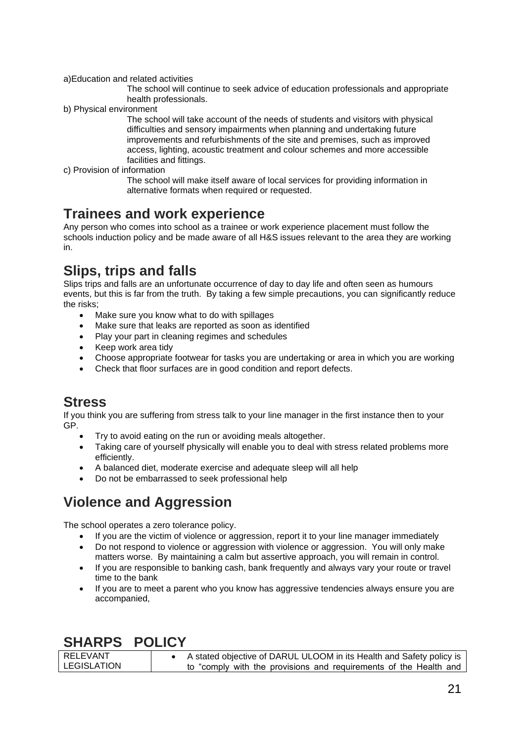a)Education and related activities

The school will continue to seek advice of education professionals and appropriate health professionals.

b) Physical environment

The school will take account of the needs of students and visitors with physical difficulties and sensory impairments when planning and undertaking future improvements and refurbishments of the site and premises, such as improved access, lighting, acoustic treatment and colour schemes and more accessible facilities and fittings.

c) Provision of information

The school will make itself aware of local services for providing information in alternative formats when required or requested.

## Trainees and work experience

Any person who comes into school as a trainee or work experience placement must follow the schools induction policy and be made aware of all H&S issues relevant to the area they are working in.

## Slips, trips and falls

Slips trips and falls are an unfortunate occurrence of day to day life and often seen as humours events, but this is far from the truth. By taking a few simple precautions, you can significantly reduce the risks;

- Make sure you know what to do with spillages
- Make sure that leaks are reported as soon as identified
- Play your part in cleaning regimes and schedules
- Keep work area tidy
- Choose appropriate footwear for tasks you are undertaking or area in which you are working
- Check that floor surfaces are in good condition and report defects.

## Stress

If you think you are suffering from stress talk to your line manager in the first instance then to your GP.

- Try to avoid eating on the run or avoiding meals altogether.
- Taking care of yourself physically will enable you to deal with stress related problems more efficiently.
- A balanced diet, moderate exercise and adequate sleep will all help
- Do not be embarrassed to seek professional help

## Violence and Aggression

The school operates a zero tolerance policy.

- If you are the victim of violence or aggression, report it to your line manager immediately
- Do not respond to violence or aggression with violence or aggression. You will only make matters worse. By maintaining a calm but assertive approach, you will remain in control.
- If you are responsible to banking cash, bank frequently and always vary your route or travel time to the bank
- If you are to meet a parent who you know has aggressive tendencies always ensure you are accompanied,

## SHARPS POLICY

| RELEVANT LEGISLATION | • A stated objective of DARUL ULOOM in its Health and Safety policy is to "comply with the provisions and requirements of the Health and |
|---|---|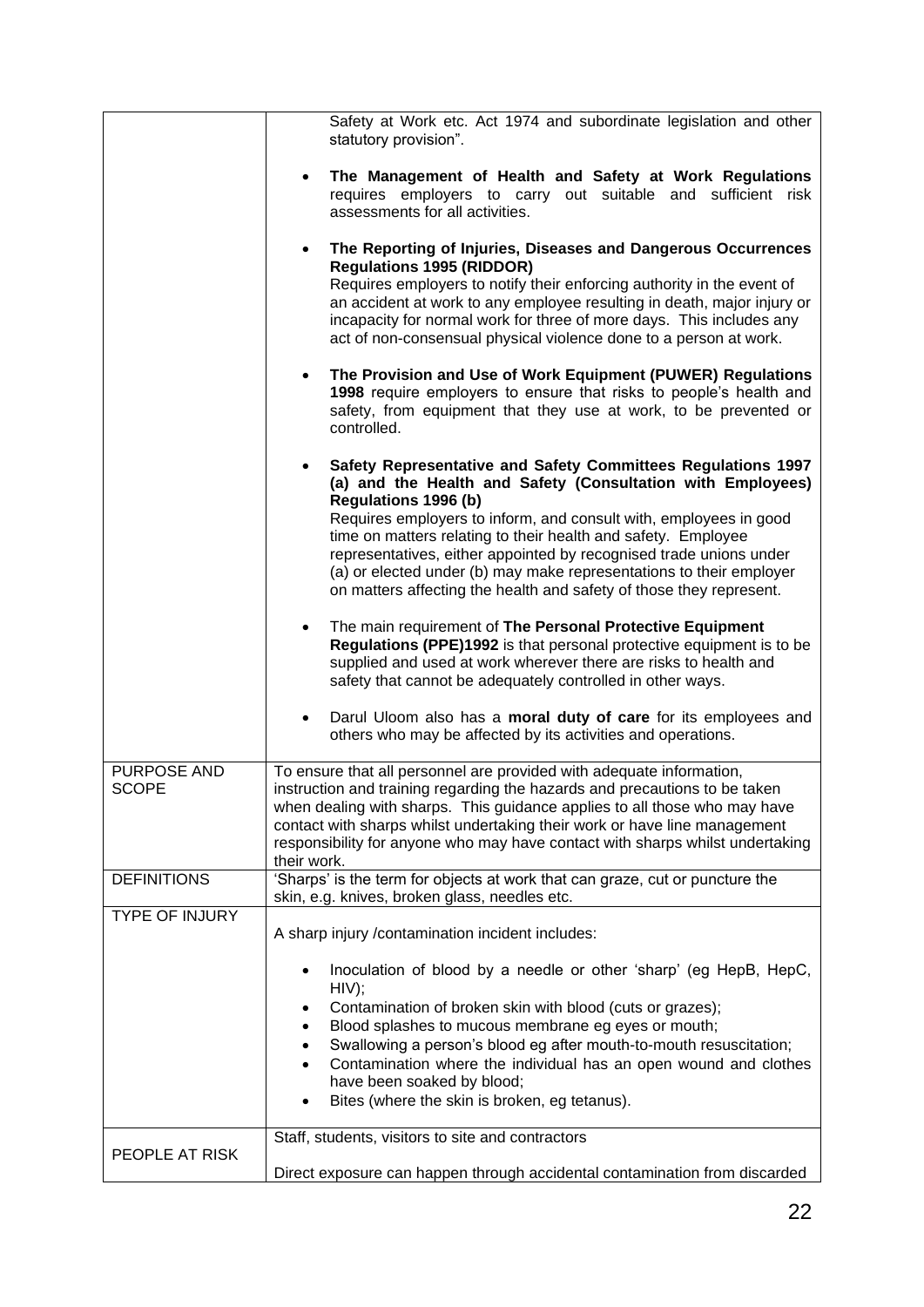| | |
|---|---|
| | Safety at Work etc. Act 1974 and subordinate legislation and other statutory provision".<br><br>• **The Management of Health and Safety at Work Regulations** requires employers to carry out suitable and sufficient risk assessments for all activities.<br><br>• **The Reporting of Injuries, Diseases and Dangerous Occurrences Regulations 1995 (RIDDOR)** Requires employers to notify their enforcing authority in the event of an accident at work to any employee resulting in death, major injury or incapacity for normal work for three of more days. This includes any act of non-consensual physical violence done to a person at work.<br><br>• **The Provision and Use of Work Equipment (PUWER) Regulations 1998** require employers to ensure that risks to people's health and safety, from equipment that they use at work, to be prevented or controlled.<br><br>• **Safety Representative and Safety Committees Regulations 1997 (a) and the Health and Safety (Consultation with Employees) Regulations 1996 (b)** Requires employers to inform, and consult with, employees in good time on matters relating to their health and safety. Employee representatives, either appointed by recognised trade unions under (a) or elected under (b) may make representations to their employer on matters affecting the health and safety of those they represent.<br><br>• The main requirement of **The Personal Protective Equipment Regulations (PPE)1992** is that personal protective equipment is to be supplied and used at work wherever there are risks to health and safety that cannot be adequately controlled in other ways.<br><br>• Darul Uloom also has a **moral duty of care** for its employees and others who may be affected by its activities and operations. |
| PURPOSE AND SCOPE | To ensure that all personnel are provided with adequate information, instruction and training regarding the hazards and precautions to be taken when dealing with sharps. This guidance applies to all those who may have contact with sharps whilst undertaking their work or have line management responsibility for anyone who may have contact with sharps whilst undertaking their work. |
| DEFINITIONS | 'Sharps' is the term for objects at work that can graze, cut or puncture the skin, e.g. knives, broken glass, needles etc. |
| TYPE OF INJURY | A sharp injury /contamination incident includes:<br><br>• Inoculation of blood by a needle or other 'sharp' (eg HepB, HepC, HIV);<br>• Contamination of broken skin with blood (cuts or grazes);<br>• Blood splashes to mucous membrane eg eyes or mouth;<br>• Swallowing a person's blood eg after mouth-to-mouth resuscitation;<br>• Contamination where the individual has an open wound and clothes have been soaked by blood;<br>• Bites (where the skin is broken, eg tetanus). |
| PEOPLE AT RISK | Staff, students, visitors to site and contractors<br><br>Direct exposure can happen through accidental contamination from discarded |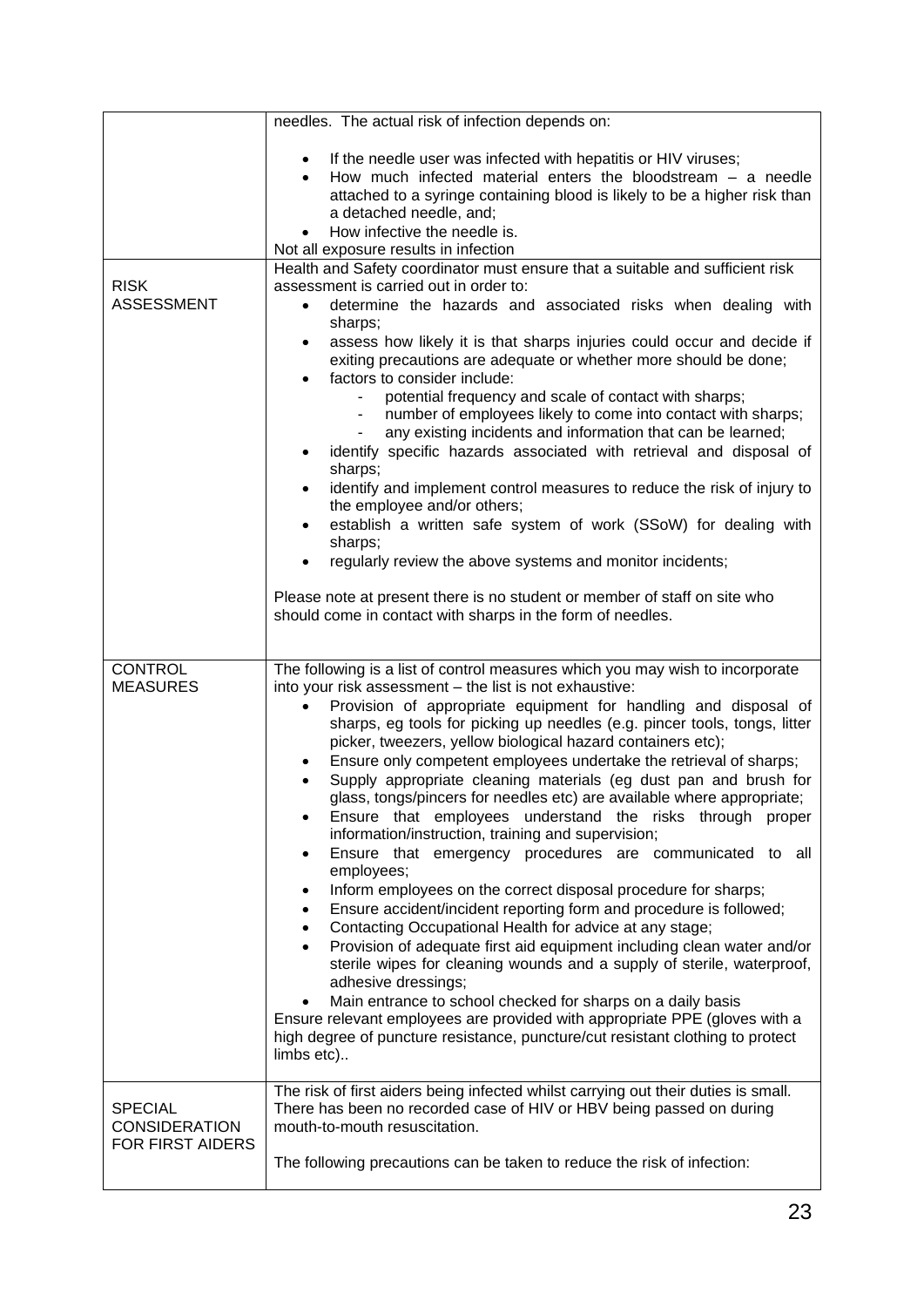| | |
|---|---|
| | needles. The actual risk of infection depends on:<br><br>• If the needle user was infected with hepatitis or HIV viruses;<br>• How much infected material enters the bloodstream – a needle attached to a syringe containing blood is likely to be a higher risk than a detached needle, and;<br>• How infective the needle is.<br><br>Not all exposure results in infection |
| RISK ASSESSMENT | Health and Safety coordinator must ensure that a suitable and sufficient risk assessment is carried out in order to:<br>• determine the hazards and associated risks when dealing with sharps;<br>• assess how likely it is that sharps injuries could occur and decide if exiting precautions are adequate or whether more should be done;<br>• factors to consider include:<br>&nbsp;&nbsp;- potential frequency and scale of contact with sharps;<br>&nbsp;&nbsp;- number of employees likely to come into contact with sharps;<br>&nbsp;&nbsp;- any existing incidents and information that can be learned;<br>• identify specific hazards associated with retrieval and disposal of sharps;<br>• identify and implement control measures to reduce the risk of injury to the employee and/or others;<br>• establish a written safe system of work (SSoW) for dealing with sharps;<br>• regularly review the above systems and monitor incidents;<br><br>Please note at present there is no student or member of staff on site who should come in contact with sharps in the form of needles. |
| CONTROL MEASURES | The following is a list of control measures which you may wish to incorporate into your risk assessment – the list is not exhaustive:<br>• Provision of appropriate equipment for handling and disposal of sharps, eg tools for picking up needles (e.g. pincer tools, tongs, litter picker, tweezers, yellow biological hazard containers etc);<br>• Ensure only competent employees undertake the retrieval of sharps;<br>• Supply appropriate cleaning materials (eg dust pan and brush for glass, tongs/pincers for needles etc) are available where appropriate;<br>• Ensure that employees understand the risks through proper information/instruction, training and supervision;<br>• Ensure that emergency procedures are communicated to all employees;<br>• Inform employees on the correct disposal procedure for sharps;<br>• Ensure accident/incident reporting form and procedure is followed;<br>• Contacting Occupational Health for advice at any stage;<br>• Provision of adequate first aid equipment including clean water and/or sterile wipes for cleaning wounds and a supply of sterile, waterproof, adhesive dressings;<br>• Main entrance to school checked for sharps on a daily basis<br><br>Ensure relevant employees are provided with appropriate PPE (gloves with a high degree of puncture resistance, puncture/cut resistant clothing to protect limbs etc).. |
| SPECIAL CONSIDERATION FOR FIRST AIDERS | The risk of first aiders being infected whilst carrying out their duties is small. There has been no recorded case of HIV or HBV being passed on during mouth-to-mouth resuscitation.<br><br>The following precautions can be taken to reduce the risk of infection: |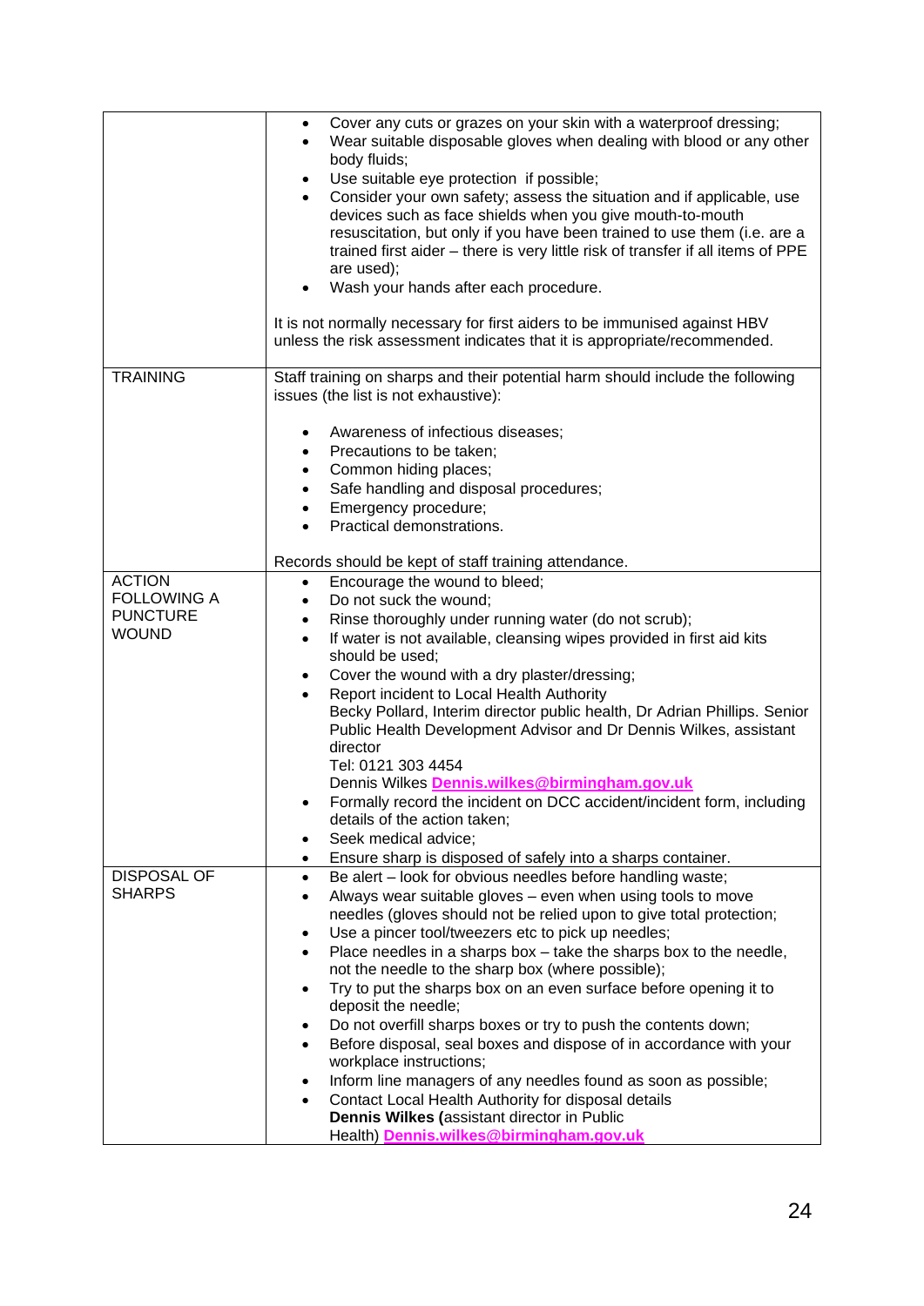| | |
|---|---|
| | <ul><li>Cover any cuts or grazes on your skin with a waterproof dressing;</li><li>Wear suitable disposable gloves when dealing with blood or any other body fluids;</li><li>Use suitable eye protection if possible;</li><li>Consider your own safety; assess the situation and if applicable, use devices such as face shields when you give mouth-to-mouth resuscitation, but only if you have been trained to use them (i.e. are a trained first aider – there is very little risk of transfer if all items of PPE are used);</li><li>Wash your hands after each procedure.</li></ul>It is not normally necessary for first aiders to be immunised against HBV unless the risk assessment indicates that it is appropriate/recommended. |
| TRAINING | Staff training on sharps and their potential harm should include the following issues (the list is not exhaustive):<ul><li>Awareness of infectious diseases;</li><li>Precautions to be taken;</li><li>Common hiding places;</li><li>Safe handling and disposal procedures;</li><li>Emergency procedure;</li><li>Practical demonstrations.</li></ul>Records should be kept of staff training attendance. |
| ACTION FOLLOWING A PUNCTURE WOUND | <ul><li>Encourage the wound to bleed;</li><li>Do not suck the wound;</li><li>Rinse thoroughly under running water (do not scrub);</li><li>If water is not available, cleansing wipes provided in first aid kits should be used;</li><li>Cover the wound with a dry plaster/dressing;</li><li>Report incident to Local Health Authority<br>Becky Pollard, Interim director public health, Dr Adrian Phillips. Senior Public Health Development Advisor and Dr Dennis Wilkes, assistant director<br>Tel: 0121 303 4454<br>Dennis Wilkes **Dennis.wilkes@birmingham.gov.uk**</li><li>Formally record the incident on DCC accident/incident form, including details of the action taken;</li><li>Seek medical advice;</li><li>Ensure sharp is disposed of safely into a sharps container.</li></ul> |
| DISPOSAL OF SHARPS | <ul><li>Be alert – look for obvious needles before handling waste;</li><li>Always wear suitable gloves – even when using tools to move needles (gloves should not be relied upon to give total protection;</li><li>Use a pincer tool/tweezers etc to pick up needles;</li><li>Place needles in a sharps box – take the sharps box to the needle, not the needle to the sharp box (where possible);</li><li>Try to put the sharps box on an even surface before opening it to deposit the needle;</li><li>Do not overfill sharps boxes or try to push the contents down;</li><li>Before disposal, seal boxes and dispose of in accordance with your workplace instructions;</li><li>Inform line managers of any needles found as soon as possible;</li><li>Contact Local Health Authority for disposal details<br>**Dennis Wilkes (**assistant director in Public Health) **Dennis.wilkes@birmingham.gov.uk**</li></ul> |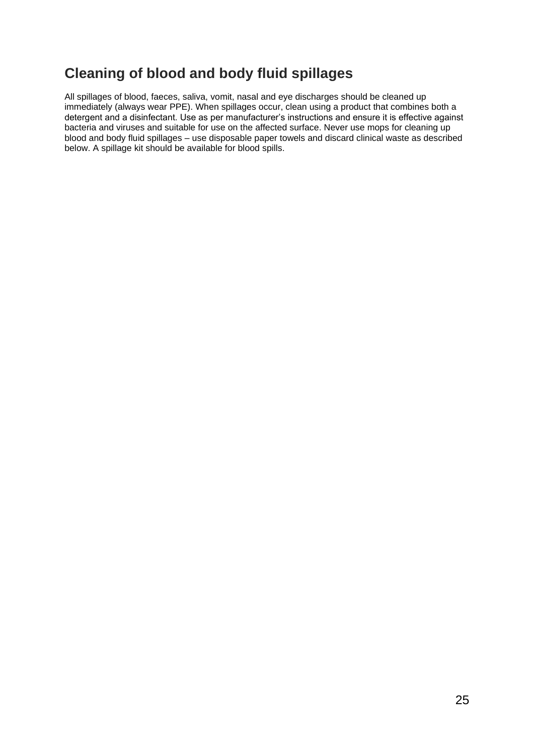## Cleaning of blood and body fluid spillages

All spillages of blood, faeces, saliva, vomit, nasal and eye discharges should be cleaned up immediately (always wear PPE). When spillages occur, clean using a product that combines both a detergent and a disinfectant. Use as per manufacturer's instructions and ensure it is effective against bacteria and viruses and suitable for use on the affected surface. Never use mops for cleaning up blood and body fluid spillages – use disposable paper towels and discard clinical waste as described below. A spillage kit should be available for blood spills.